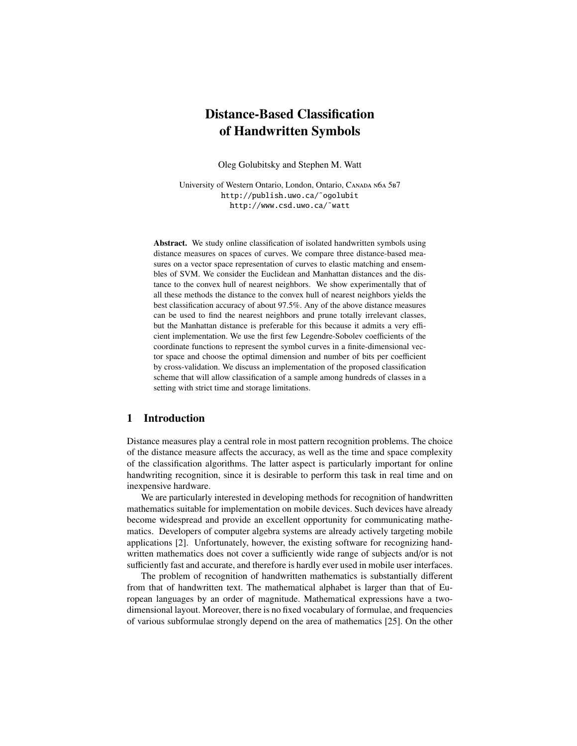# Distance-Based Classification of Handwritten Symbols

Oleg Golubitsky and Stephen M. Watt

University of Western Ontario, London, Ontario, Canada N6A 5B7
http://publish.uwo.ca/˜ogolubit
http://www.csd.uwo.ca/˜watt

**Abstract.** We study online classification of isolated handwritten symbols using distance measures on spaces of curves. We compare three distance-based measures on a vector space representation of curves to elastic matching and ensembles of SVM. We consider the Euclidean and Manhattan distances and the distance to the convex hull of nearest neighbors. We show experimentally that of all these methods the distance to the convex hull of nearest neighbors yields the best classification accuracy of about 97.5%. Any of the above distance measures can be used to find the nearest neighbors and prune totally irrelevant classes, but the Manhattan distance is preferable for this because it admits a very efficient implementation. We use the first few Legendre-Sobolev coefficients of the coordinate functions to represent the symbol curves in a finite-dimensional vector space and choose the optimal dimension and number of bits per coefficient by cross-validation. We discuss an implementation of the proposed classification scheme that will allow classification of a sample among hundreds of classes in a setting with strict time and storage limitations.

## 1 Introduction

Distance measures play a central role in most pattern recognition problems. The choice of the distance measure affects the accuracy, as well as the time and space complexity of the classification algorithms. The latter aspect is particularly important for online handwriting recognition, since it is desirable to perform this task in real time and on inexpensive hardware.

We are particularly interested in developing methods for recognition of handwritten mathematics suitable for implementation on mobile devices. Such devices have already become widespread and provide an excellent opportunity for communicating mathematics. Developers of computer algebra systems are already actively targeting mobile applications [2]. Unfortunately, however, the existing software for recognizing handwritten mathematics does not cover a sufficiently wide range of subjects and/or is not sufficiently fast and accurate, and therefore is hardly ever used in mobile user interfaces.

The problem of recognition of handwritten mathematics is substantially different from that of handwritten text. The mathematical alphabet is larger than that of European languages by an order of magnitude. Mathematical expressions have a two-dimensional layout. Moreover, there is no fixed vocabulary of formulae, and frequencies of various subformulae strongly depend on the area of mathematics [25]. On the other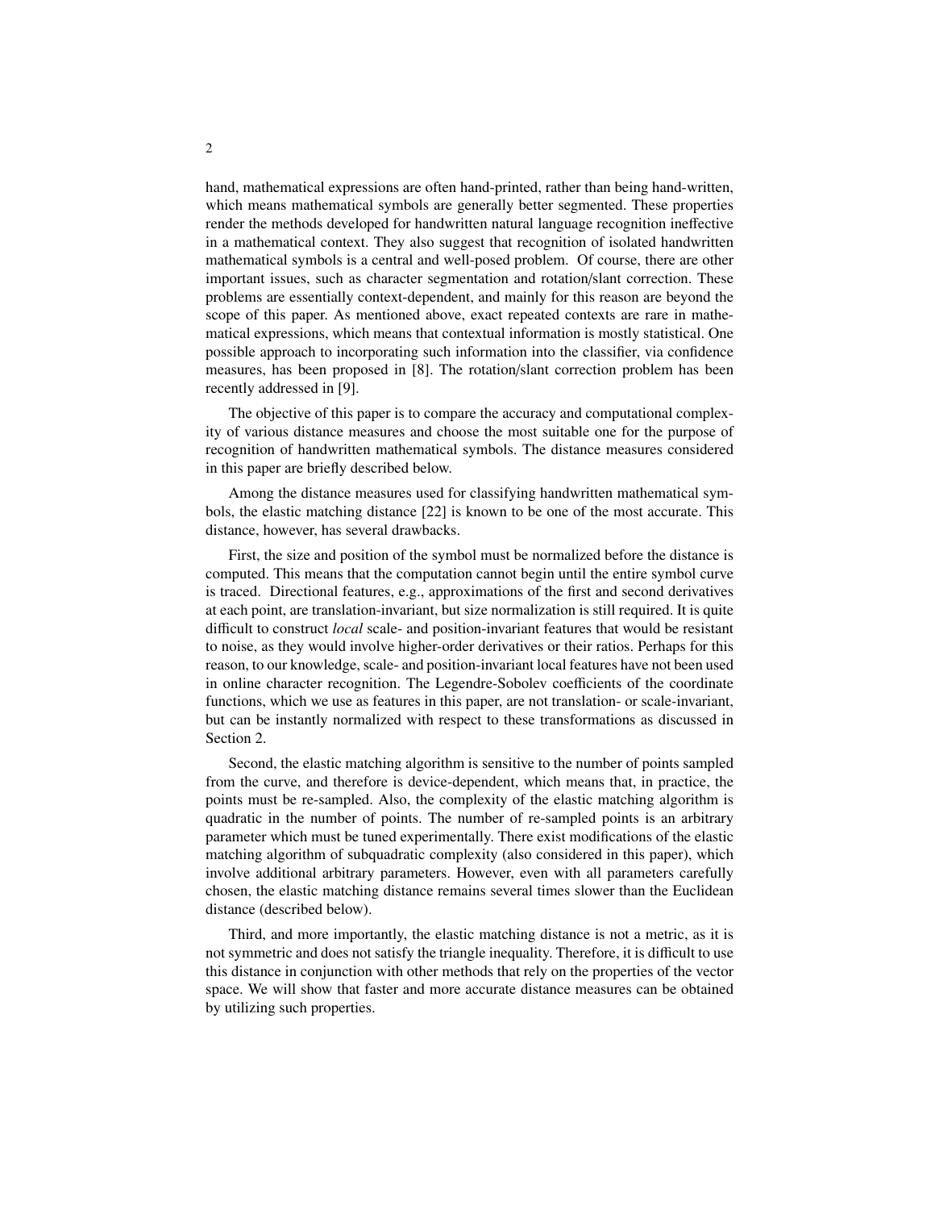hand, mathematical expressions are often hand-printed, rather than being hand-written, which means mathematical symbols are generally better segmented. These properties render the methods developed for handwritten natural language recognition ineffective in a mathematical context. They also suggest that recognition of isolated handwritten mathematical symbols is a central and well-posed problem. Of course, there are other important issues, such as character segmentation and rotation/slant correction. These problems are essentially context-dependent, and mainly for this reason are beyond the scope of this paper. As mentioned above, exact repeated contexts are rare in mathematical expressions, which means that contextual information is mostly statistical. One possible approach to incorporating such information into the classifier, via confidence measures, has been proposed in [8]. The rotation/slant correction problem has been recently addressed in [9].

The objective of this paper is to compare the accuracy and computational complexity of various distance measures and choose the most suitable one for the purpose of recognition of handwritten mathematical symbols. The distance measures considered in this paper are briefly described below.

Among the distance measures used for classifying handwritten mathematical symbols, the elastic matching distance [22] is known to be one of the most accurate. This distance, however, has several drawbacks.

First, the size and position of the symbol must be normalized before the distance is computed. This means that the computation cannot begin until the entire symbol curve is traced. Directional features, e.g., approximations of the first and second derivatives at each point, are translation-invariant, but size normalization is still required. It is quite difficult to construct *local* scale- and position-invariant features that would be resistant to noise, as they would involve higher-order derivatives or their ratios. Perhaps for this reason, to our knowledge, scale- and position-invariant local features have not been used in online character recognition. The Legendre-Sobolev coefficients of the coordinate functions, which we use as features in this paper, are not translation- or scale-invariant, but can be instantly normalized with respect to these transformations as discussed in Section 2.

Second, the elastic matching algorithm is sensitive to the number of points sampled from the curve, and therefore is device-dependent, which means that, in practice, the points must be re-sampled. Also, the complexity of the elastic matching algorithm is quadratic in the number of points. The number of re-sampled points is an arbitrary parameter which must be tuned experimentally. There exist modifications of the elastic matching algorithm of subquadratic complexity (also considered in this paper), which involve additional arbitrary parameters. However, even with all parameters carefully chosen, the elastic matching distance remains several times slower than the Euclidean distance (described below).

Third, and more importantly, the elastic matching distance is not a metric, as it is not symmetric and does not satisfy the triangle inequality. Therefore, it is difficult to use this distance in conjunction with other methods that rely on the properties of the vector space. We will show that faster and more accurate distance measures can be obtained by utilizing such properties.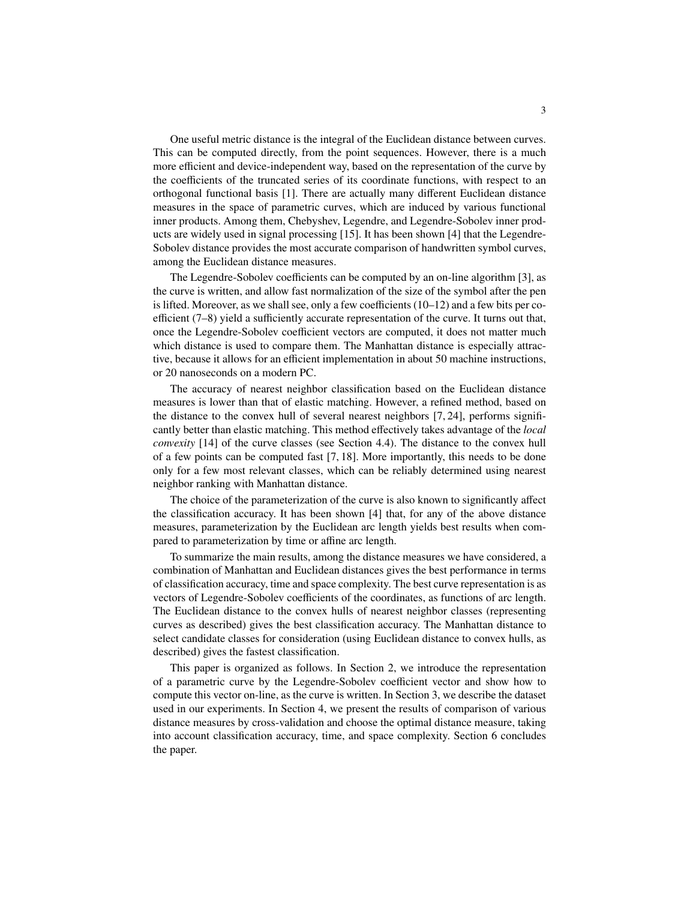One useful metric distance is the integral of the Euclidean distance between curves. This can be computed directly, from the point sequences. However, there is a much more efficient and device-independent way, based on the representation of the curve by the coefficients of the truncated series of its coordinate functions, with respect to an orthogonal functional basis [1]. There are actually many different Euclidean distance measures in the space of parametric curves, which are induced by various functional inner products. Among them, Chebyshev, Legendre, and Legendre-Sobolev inner products are widely used in signal processing [15]. It has been shown [4] that the Legendre-Sobolev distance provides the most accurate comparison of handwritten symbol curves, among the Euclidean distance measures.

The Legendre-Sobolev coefficients can be computed by an on-line algorithm [3], as the curve is written, and allow fast normalization of the size of the symbol after the pen is lifted. Moreover, as we shall see, only a few coefficients (10–12) and a few bits per coefficient (7–8) yield a sufficiently accurate representation of the curve. It turns out that, once the Legendre-Sobolev coefficient vectors are computed, it does not matter much which distance is used to compare them. The Manhattan distance is especially attractive, because it allows for an efficient implementation in about 50 machine instructions, or 20 nanoseconds on a modern PC.

The accuracy of nearest neighbor classification based on the Euclidean distance measures is lower than that of elastic matching. However, a refined method, based on the distance to the convex hull of several nearest neighbors [7, 24], performs significantly better than elastic matching. This method effectively takes advantage of the *local convexity* [14] of the curve classes (see Section 4.4). The distance to the convex hull of a few points can be computed fast [7, 18]. More importantly, this needs to be done only for a few most relevant classes, which can be reliably determined using nearest neighbor ranking with Manhattan distance.

The choice of the parameterization of the curve is also known to significantly affect the classification accuracy. It has been shown [4] that, for any of the above distance measures, parameterization by the Euclidean arc length yields best results when compared to parameterization by time or affine arc length.

To summarize the main results, among the distance measures we have considered, a combination of Manhattan and Euclidean distances gives the best performance in terms of classification accuracy, time and space complexity. The best curve representation is as vectors of Legendre-Sobolev coefficients of the coordinates, as functions of arc length. The Euclidean distance to the convex hulls of nearest neighbor classes (representing curves as described) gives the best classification accuracy. The Manhattan distance to select candidate classes for consideration (using Euclidean distance to convex hulls, as described) gives the fastest classification.

This paper is organized as follows. In Section 2, we introduce the representation of a parametric curve by the Legendre-Sobolev coefficient vector and show how to compute this vector on-line, as the curve is written. In Section 3, we describe the dataset used in our experiments. In Section 4, we present the results of comparison of various distance measures by cross-validation and choose the optimal distance measure, taking into account classification accuracy, time, and space complexity. Section 6 concludes the paper.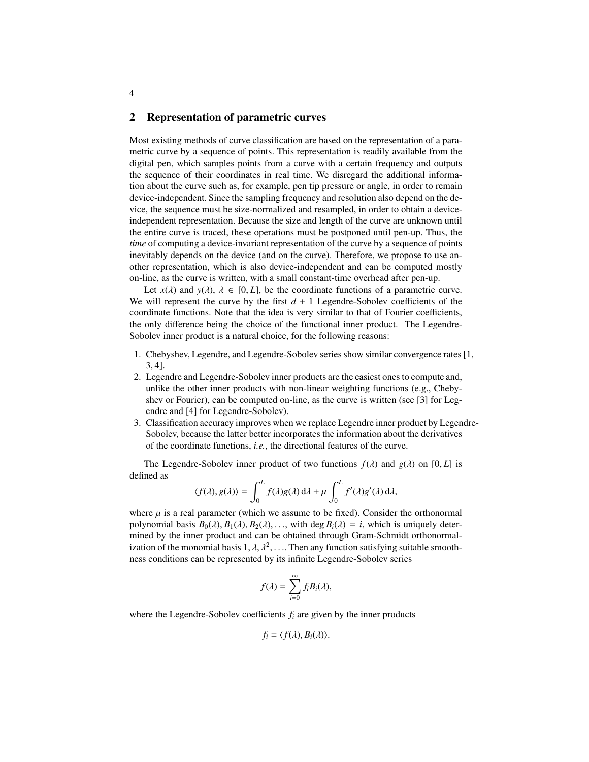## 2 Representation of parametric curves

Most existing methods of curve classification are based on the representation of a parametric curve by a sequence of points. This representation is readily available from the digital pen, which samples points from a curve with a certain frequency and outputs the sequence of their coordinates in real time. We disregard the additional information about the curve such as, for example, pen tip pressure or angle, in order to remain device-independent. Since the sampling frequency and resolution also depend on the device, the sequence must be size-normalized and resampled, in order to obtain a device-independent representation. Because the size and length of the curve are unknown until the entire curve is traced, these operations must be postponed until pen-up. Thus, the *time* of computing a device-invariant representation of the curve by a sequence of points inevitably depends on the device (and on the curve). Therefore, we propose to use another representation, which is also device-independent and can be computed mostly on-line, as the curve is written, with a small constant-time overhead after pen-up.

Let $x(\lambda)$ and $y(\lambda)$, $\lambda \in [0, L]$, be the coordinate functions of a parametric curve. We will represent the curve by the first $d + 1$ Legendre-Sobolev coefficients of the coordinate functions. Note that the idea is very similar to that of Fourier coefficients, the only difference being the choice of the functional inner product. The Legendre-Sobolev inner product is a natural choice, for the following reasons:

1. Chebyshev, Legendre, and Legendre-Sobolev series show similar convergence rates [1, 3, 4].
2. Legendre and Legendre-Sobolev inner products are the easiest ones to compute and, unlike the other inner products with non-linear weighting functions (e.g., Chebyshev or Fourier), can be computed on-line, as the curve is written (see [3] for Legendre and [4] for Legendre-Sobolev).
3. Classification accuracy improves when we replace Legendre inner product by Legendre-Sobolev, because the latter better incorporates the information about the derivatives of the coordinate functions, *i.e.*, the directional features of the curve.

The Legendre-Sobolev inner product of two functions $f(\lambda)$ and $g(\lambda)$ on $[0, L]$ is defined as

$$\langle f(\lambda), g(\lambda) \rangle = \int_0^L f(\lambda) g(\lambda) \, \mathrm{d}\lambda + \mu \int_0^L f'(\lambda) g'(\lambda) \, \mathrm{d}\lambda,$$

where $\mu$ is a real parameter (which we assume to be fixed). Consider the orthonormal polynomial basis $B_0(\lambda), B_1(\lambda), B_2(\lambda), \ldots$, with $\deg B_i(\lambda) = i$, which is uniquely determined by the inner product and can be obtained through Gram-Schmidt orthonormalization of the monomial basis $1, \lambda, \lambda^2, \ldots$. Then any function satisfying suitable smoothness conditions can be represented by its infinite Legendre-Sobolev series

$$f(\lambda) = \sum_{i=0}^{\infty} f_i B_i(\lambda),$$

where the Legendre-Sobolev coefficients $f_i$ are given by the inner products

$$f_i = \langle f(\lambda), B_i(\lambda) \rangle.$$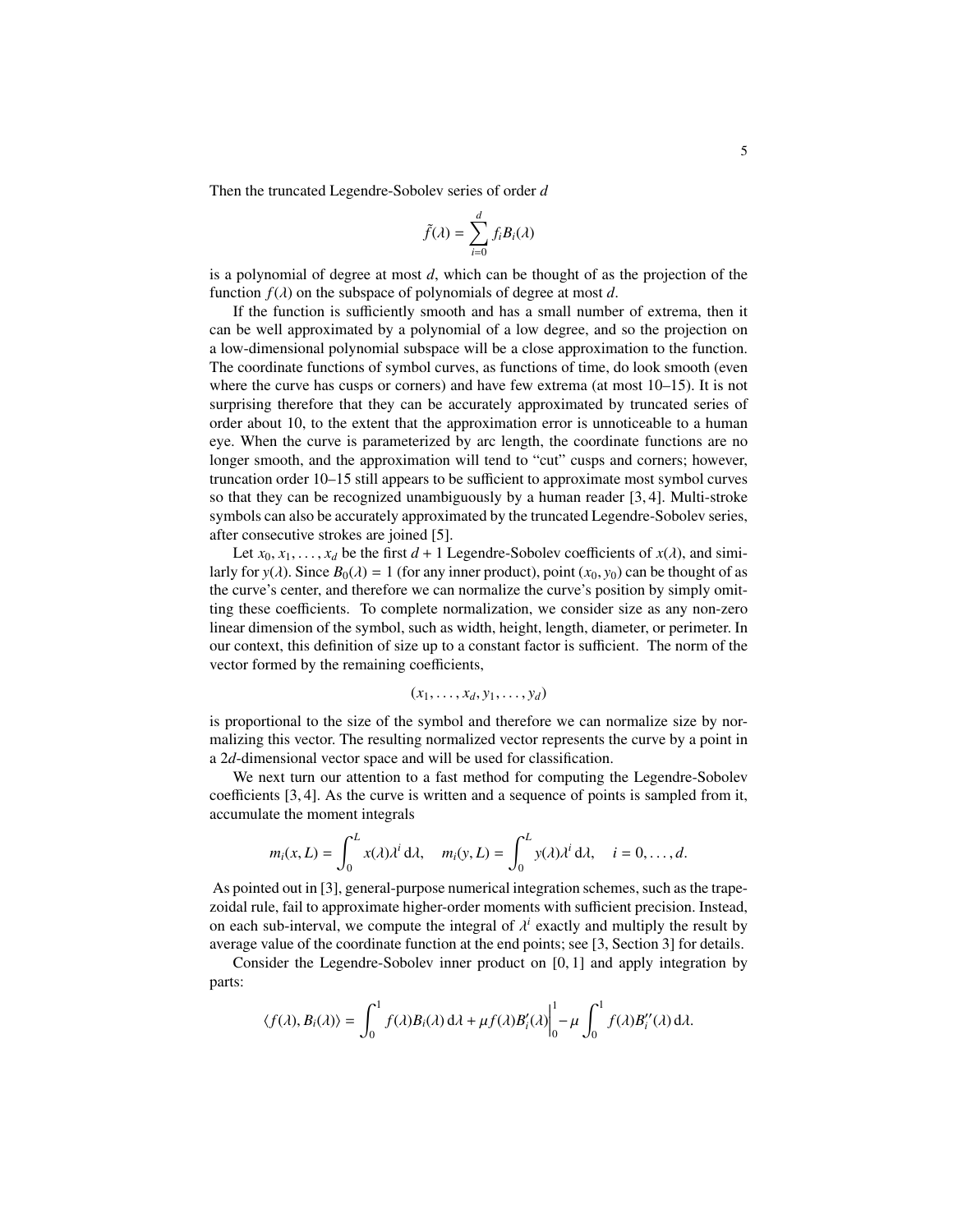Then the truncated Legendre-Sobolev series of order $d$

$$\tilde{f}(\lambda) = \sum_{i=0}^{d} f_i B_i(\lambda)$$

is a polynomial of degree at most $d$, which can be thought of as the projection of the function $f(\lambda)$ on the subspace of polynomials of degree at most $d$.

If the function is sufficiently smooth and has a small number of extrema, then it can be well approximated by a polynomial of a low degree, and so the projection on a low-dimensional polynomial subspace will be a close approximation to the function. The coordinate functions of symbol curves, as functions of time, do look smooth (even where the curve has cusps or corners) and have few extrema (at most 10–15). It is not surprising therefore that they can be accurately approximated by truncated series of order about 10, to the extent that the approximation error is unnoticeable to a human eye. When the curve is parameterized by arc length, the coordinate functions are no longer smooth, and the approximation will tend to "cut" cusps and corners; however, truncation order 10–15 still appears to be sufficient to approximate most symbol curves so that they can be recognized unambiguously by a human reader [3, 4]. Multi-stroke symbols can also be accurately approximated by the truncated Legendre-Sobolev series, after consecutive strokes are joined [5].

Let $x_0, x_1, \ldots, x_d$ be the first $d+1$ Legendre-Sobolev coefficients of $x(\lambda)$, and similarly for $y(\lambda)$. Since $B_0(\lambda) = 1$ (for any inner product), point $(x_0, y_0)$ can be thought of as the curve's center, and therefore we can normalize the curve's position by simply omitting these coefficients. To complete normalization, we consider size as any non-zero linear dimension of the symbol, such as width, height, length, diameter, or perimeter. In our context, this definition of size up to a constant factor is sufficient. The norm of the vector formed by the remaining coefficients,

$$(x_1, \ldots, x_d, y_1, \ldots, y_d)$$

is proportional to the size of the symbol and therefore we can normalize size by normalizing this vector. The resulting normalized vector represents the curve by a point in a $2d$-dimensional vector space and will be used for classification.

We next turn our attention to a fast method for computing the Legendre-Sobolev coefficients [3, 4]. As the curve is written and a sequence of points is sampled from it, accumulate the moment integrals

$$m_i(x, L) = \int_0^L x(\lambda)\lambda^i \,\mathrm{d}\lambda, \quad m_i(y, L) = \int_0^L y(\lambda)\lambda^i \,\mathrm{d}\lambda, \quad i = 0, \ldots, d.$$

As pointed out in [3], general-purpose numerical integration schemes, such as the trapezoidal rule, fail to approximate higher-order moments with sufficient precision. Instead, on each sub-interval, we compute the integral of $\lambda^i$ exactly and multiply the result by average value of the coordinate function at the end points; see [3, Section 3] for details.

Consider the Legendre-Sobolev inner product on $[0, 1]$ and apply integration by parts:

$$\langle f(\lambda), B_i(\lambda)\rangle = \int_0^1 f(\lambda)B_i(\lambda)\,\mathrm{d}\lambda + \mu f(\lambda)B_i'(\lambda)\Big|_0^1 - \mu \int_0^1 f(\lambda)B_i''(\lambda)\,\mathrm{d}\lambda.$$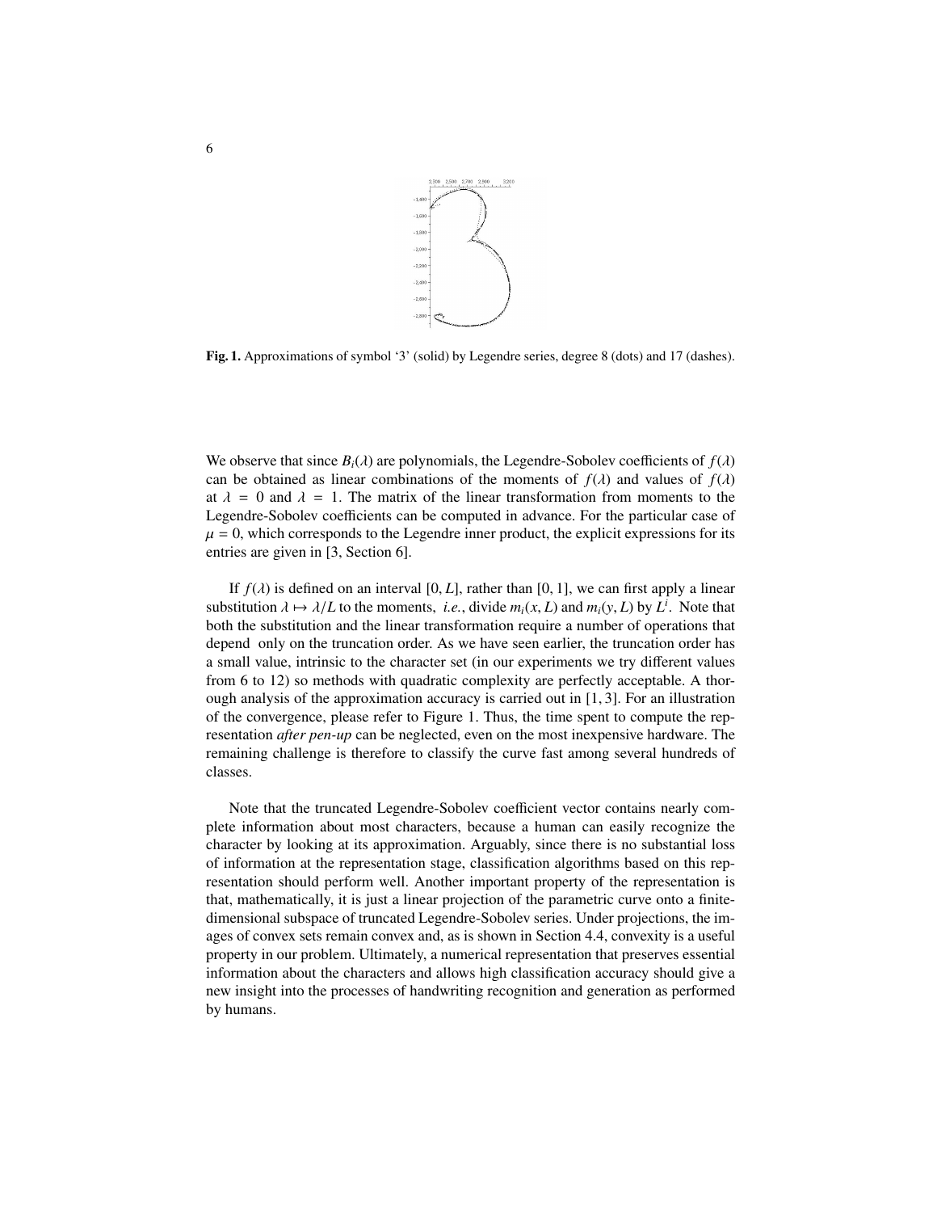**Fig. 1.** Approximations of symbol '3' (solid) by Legendre series, degree 8 (dots) and 17 (dashes).

We observe that since $B_i(\lambda)$ are polynomials, the Legendre-Sobolev coefficients of $f(\lambda)$ can be obtained as linear combinations of the moments of $f(\lambda)$ and values of $f(\lambda)$ at $\lambda = 0$ and $\lambda = 1$. The matrix of the linear transformation from moments to the Legendre-Sobolev coefficients can be computed in advance. For the particular case of $\mu = 0$, which corresponds to the Legendre inner product, the explicit expressions for its entries are given in [3, Section 6].

If $f(\lambda)$ is defined on an interval $[0, L]$, rather than $[0, 1]$, we can first apply a linear substitution $\lambda \mapsto \lambda/L$ to the moments, *i.e.*, divide $m_i(x, L)$ and $m_i(y, L)$ by $L^i$. Note that both the substitution and the linear transformation require a number of operations that depend only on the truncation order. As we have seen earlier, the truncation order has a small value, intrinsic to the character set (in our experiments we try different values from 6 to 12) so methods with quadratic complexity are perfectly acceptable. A thorough analysis of the approximation accuracy is carried out in [1, 3]. For an illustration of the convergence, please refer to Figure 1. Thus, the time spent to compute the representation *after pen-up* can be neglected, even on the most inexpensive hardware. The remaining challenge is therefore to classify the curve fast among several hundreds of classes.

Note that the truncated Legendre-Sobolev coefficient vector contains nearly complete information about most characters, because a human can easily recognize the character by looking at its approximation. Arguably, since there is no substantial loss of information at the representation stage, classification algorithms based on this representation should perform well. Another important property of the representation is that, mathematically, it is just a linear projection of the parametric curve onto a finite-dimensional subspace of truncated Legendre-Sobolev series. Under projections, the images of convex sets remain convex and, as is shown in Section 4.4, convexity is a useful property in our problem. Ultimately, a numerical representation that preserves essential information about the characters and allows high classification accuracy should give a new insight into the processes of handwriting recognition and generation as performed by humans.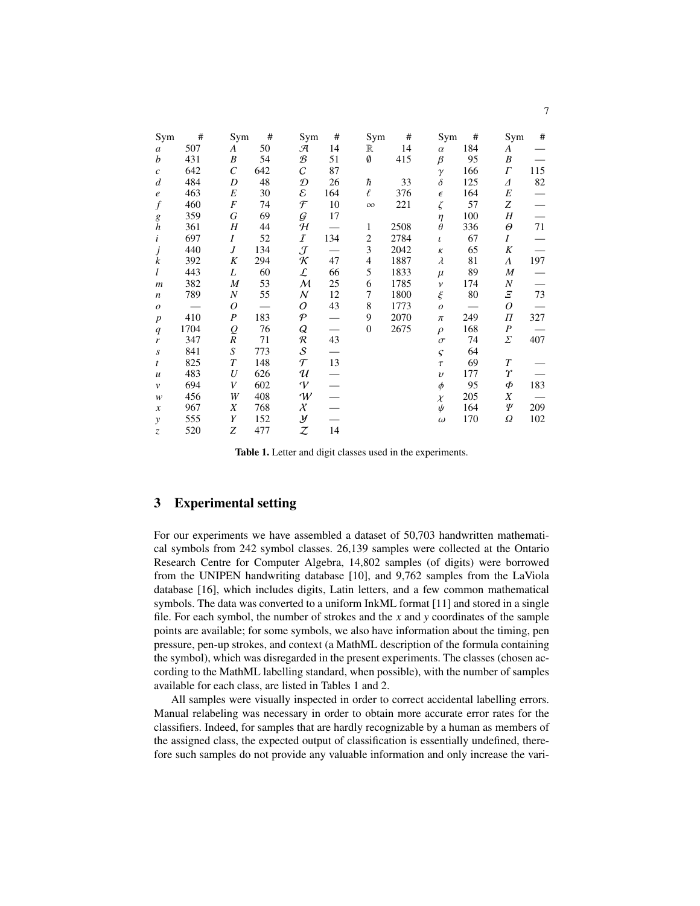| Sym | # | Sym | # | Sym | # | Sym | # | Sym | # | Sym | # |
|---|---|---|---|---|---|---|---|---|---|---|---|
| $a$ | 507 | $A$ | 50 | $\mathcal{A}$ | 14 | $\mathbb{R}$ | 14 | $\alpha$ | 184 | $A$ | — |
| $b$ | 431 | $B$ | 54 | $\mathcal{B}$ | 51 | $\emptyset$ | 415 | $\beta$ | 95 | $B$ | — |
| $c$ | 642 | $C$ | 642 | $\mathcal{C}$ | 87 | | | $\gamma$ | 166 | $\Gamma$ | 115 |
| $d$ | 484 | $D$ | 48 | $\mathcal{D}$ | 26 | $\hbar$ | 33 | $\delta$ | 125 | $\Delta$ | 82 |
| $e$ | 463 | $E$ | 30 | $\mathcal{E}$ | 164 | $\ell$ | 376 | $\epsilon$ | 164 | $E$ | — |
| $f$ | 460 | $F$ | 74 | $\mathcal{F}$ | 10 | $\infty$ | 221 | $\zeta$ | 57 | $Z$ | — |
| $g$ | 359 | $G$ | 69 | $\mathcal{G}$ | 17 | | | $\eta$ | 100 | $H$ | — |
| $h$ | 361 | $H$ | 44 | $\mathcal{H}$ | — | 1 | 2508 | $\theta$ | 336 | $\Theta$ | 71 |
| $i$ | 697 | $I$ | 52 | $\mathcal{I}$ | 134 | 2 | 2784 | $\iota$ | 67 | $I$ | — |
| $j$ | 440 | $J$ | 134 | $\mathcal{J}$ | — | 3 | 2042 | $\kappa$ | 65 | $K$ | — |
| $k$ | 392 | $K$ | 294 | $\mathcal{K}$ | 47 | 4 | 1887 | $\lambda$ | 81 | $\Lambda$ | 197 |
| $l$ | 443 | $L$ | 60 | $\mathcal{L}$ | 66 | 5 | 1833 | $\mu$ | 89 | $M$ | — |
| $m$ | 382 | $M$ | 53 | $\mathcal{M}$ | 25 | 6 | 1785 | $\nu$ | 174 | $N$ | — |
| $n$ | 789 | $N$ | 55 | $\mathcal{N}$ | 12 | 7 | 1800 | $\xi$ | 80 | $\Xi$ | 73 |
| $o$ | — | $O$ | — | $\mathcal{O}$ | 43 | 8 | 1773 | $o$ | — | $O$ | — |
| $p$ | 410 | $P$ | 183 | $\mathcal{P}$ | — | 9 | 2070 | $\pi$ | 249 | $\Pi$ | 327 |
| $q$ | 1704 | $Q$ | 76 | $\mathcal{Q}$ | — | 0 | 2675 | $\rho$ | 168 | $P$ | — |
| $r$ | 347 | $R$ | 71 | $\mathcal{R}$ | 43 | | | $\sigma$ | 74 | $\Sigma$ | 407 |
| $s$ | 841 | $S$ | 773 | $\mathcal{S}$ | — | | | $\varsigma$ | 64 | | |
| $t$ | 825 | $T$ | 148 | $\mathcal{T}$ | 13 | | | $\tau$ | 69 | $T$ | — |
| $u$ | 483 | $U$ | 626 | $\mathcal{U}$ | — | | | $\upsilon$ | 177 | $\Upsilon$ | — |
| $v$ | 694 | $V$ | 602 | $\mathcal{V}$ | — | | | $\phi$ | 95 | $\Phi$ | 183 |
| $w$ | 456 | $W$ | 408 | $\mathcal{W}$ | — | | | $\chi$ | 205 | $X$ | — |
| $x$ | 967 | $X$ | 768 | $\mathcal{X}$ | — | | | $\psi$ | 164 | $\Psi$ | 209 |
| $y$ | 555 | $Y$ | 152 | $\mathcal{Y}$ | — | | | $\omega$ | 170 | $\Omega$ | 102 |
| $z$ | 520 | $Z$ | 477 | $\mathcal{Z}$ | 14 | | | | | | |

**Table 1.** Letter and digit classes used in the experiments.

## 3 Experimental setting

For our experiments we have assembled a dataset of 50,703 handwritten mathematical symbols from 242 symbol classes. 26,139 samples were collected at the Ontario Research Centre for Computer Algebra, 14,802 samples (of digits) were borrowed from the UNIPEN handwriting database [10], and 9,762 samples from the LaViola database [16], which includes digits, Latin letters, and a few common mathematical symbols. The data was converted to a uniform InkML format [11] and stored in a single file. For each symbol, the number of strokes and the $x$ and $y$ coordinates of the sample points are available; for some symbols, we also have information about the timing, pen pressure, pen-up strokes, and context (a MathML description of the formula containing the symbol), which was disregarded in the present experiments. The classes (chosen according to the MathML labelling standard, when possible), with the number of samples available for each class, are listed in Tables 1 and 2.

All samples were visually inspected in order to correct accidental labelling errors. Manual relabeling was necessary in order to obtain more accurate error rates for the classifiers. Indeed, for samples that are hardly recognizable by a human as members of the assigned class, the expected output of classification is essentially undefined, therefore such samples do not provide any valuable information and only increase the vari-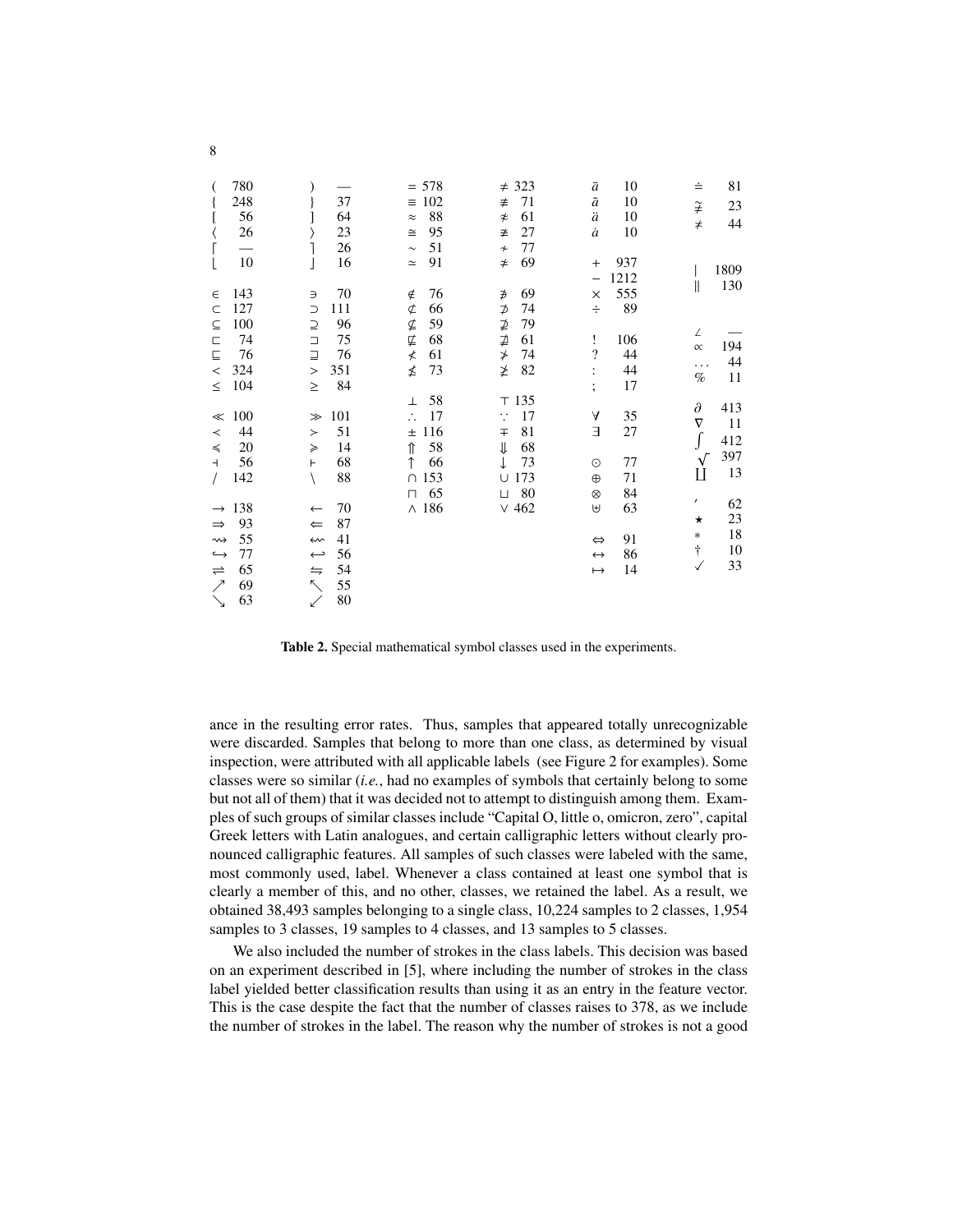| | | | | | | | | | | | |
|---|---|---|---|---|---|---|---|---|---|---|---|
| ( | 780 | ) | — | = | 578 | ≠ | 323 | ā | 10 | ≐ | 81 |
| { | 248 | } | 37 | ≡ | 102 | ≢ | 71 | ã | 10 | ≆ | 23 |
| [ | 56 | ] | 64 | ≈ | 88 | ≉ | 61 | ä | 10 | ≠ | 44 |
| ⟨ | 26 | ⟩ | 23 | ≅ | 95 | ≇ | 27 | ȧ | 10 | | |
| ⌈ | — | ⌉ | 26 | ∼ | 51 | ≁ | 77 | | | | |
| ⌊ | 10 | ⌋ | 16 | ≃ | 91 | ≄ | 69 | + | 937 | $\vert$ | 1809 |
| | | | | | | | | − | 1212 | $\Vert$ | 130 |
| ∈ | 143 | ∋ | 70 | ∉ | 76 | ∌ | 69 | × | 555 | | |
| ⊂ | 127 | ⊃ | 111 | ⊄ | 66 | ⊅ | 74 | ÷ | 89 | | |
| ⊆ | 100 | ⊇ | 96 | ⊈ | 59 | ⊉ | 79 | | | | |
| ⊏ | 74 | ⊐ | 75 | ⋢ | 68 | ⋣ | 61 | ! | 106 | ∠ | — |
| ⊑ | 76 | ⊒ | 76 | ⊀ | 61 | ⊁ | 74 | ? | 44 | ∝ | 194 |
| < | 324 | > | 351 | ⋠ | 73 | ⋡ | 82 | : | 44 | … | 44 |
| ≤ | 104 | ≥ | 84 | | | | | ; | 17 | % | 11 |
| | | | | ⊥ | 58 | ⊤ | 135 | | | | |
| ≪ | 100 | ≫ | 101 | ∴ | 17 | ∵ | 17 | ∀ | 35 | ∂ | 413 |
| ≺ | 44 | ≻ | 51 | ± | 116 | ∓ | 81 | ∃ | 27 | ∇ | 11 |
| ≼ | 20 | ≽ | 14 | ⇑ | 58 | ⇓ | 68 | | | ∫ | 412 |
| ⊣ | 56 | ⊢ | 68 | ↑ | 66 | ↓ | 73 | ⊙ | 77 | √ | 397 |
| / | 142 | \ | 88 | ∩ | 153 | ∪ | 173 | ⊕ | 71 | ∐ | 13 |
| | | | | ⊓ | 65 | ⊔ | 80 | ⊗ | 84 | ′ | 62 |
| → | 138 | ← | 70 | ∧ | 186 | ∨ | 462 | ⊎ | 63 | ★ | 23 |
| ⇒ | 93 | ⇐ | 87 | | | | | | | ∗ | 18 |
| ⇝ | 55 | ⇜ | 41 | | | | | ⇔ | 91 | † | 10 |
| ↪ | 77 | ↩ | 56 | | | | | ↔ | 86 | ✓ | 33 |
| ⇌ | 65 | ⇋ | 54 | | | | | ↦ | 14 | | |
| ↗ | 69 | ↖ | 55 | | | | | | | | |
| ↘ | 63 | ↙ | 80 | | | | | | | | |

**Table 2.** Special mathematical symbol classes used in the experiments.

ance in the resulting error rates. Thus, samples that appeared totally unrecognizable were discarded. Samples that belong to more than one class, as determined by visual inspection, were attributed with all applicable labels (see Figure 2 for examples). Some classes were so similar (*i.e.*, had no examples of symbols that certainly belong to some but not all of them) that it was decided not to attempt to distinguish among them. Examples of such groups of similar classes include "Capital O, little o, omicron, zero", capital Greek letters with Latin analogues, and certain calligraphic letters without clearly pronounced calligraphic features. All samples of such classes were labeled with the same, most commonly used, label. Whenever a class contained at least one symbol that is clearly a member of this, and no other, classes, we retained the label. As a result, we obtained 38,493 samples belonging to a single class, 10,224 samples to 2 classes, 1,954 samples to 3 classes, 19 samples to 4 classes, and 13 samples to 5 classes.

We also included the number of strokes in the class labels. This decision was based on an experiment described in [5], where including the number of strokes in the class label yielded better classification results than using it as an entry in the feature vector. This is the case despite the fact that the number of classes raises to 378, as we include the number of strokes in the label. The reason why the number of strokes is not a good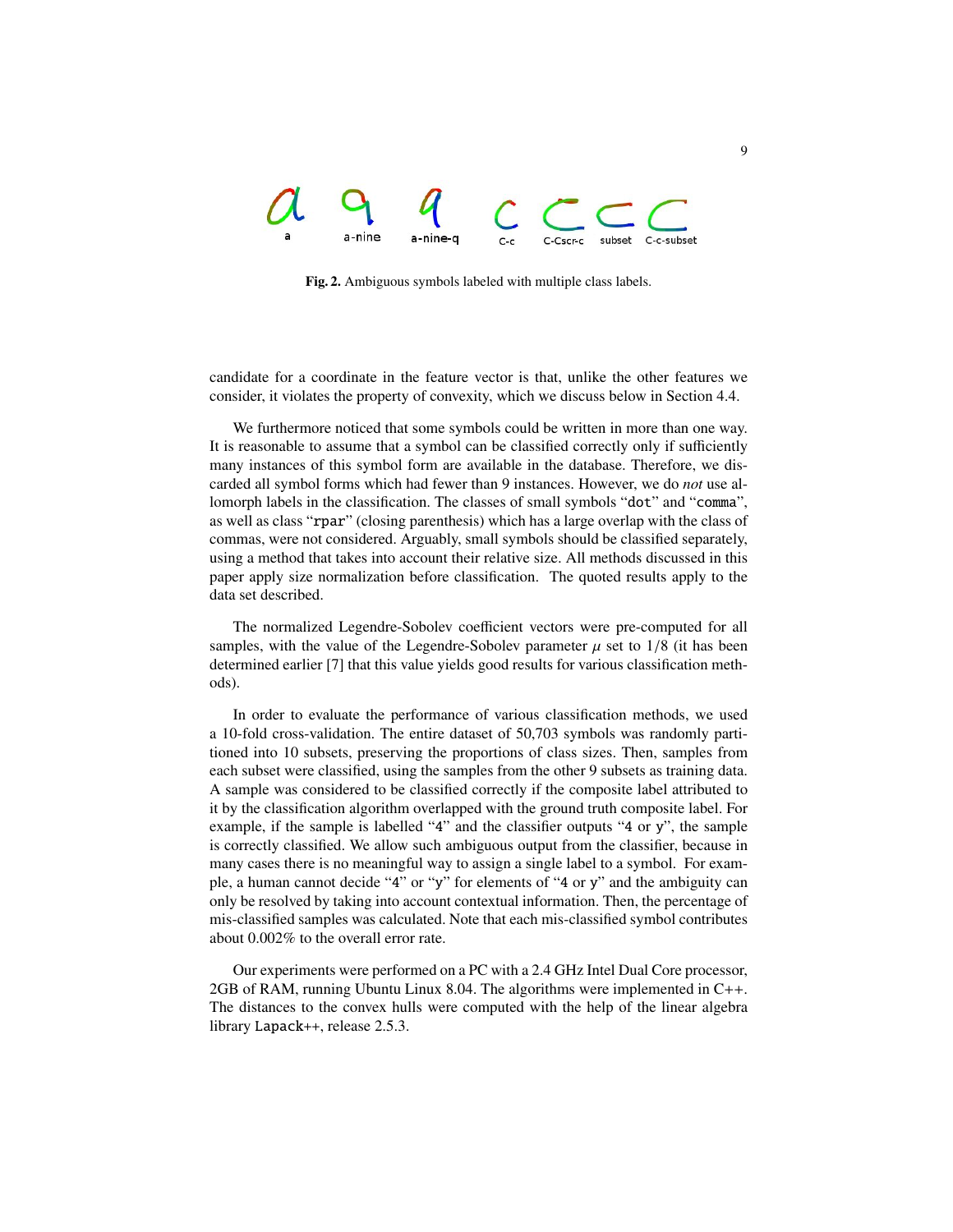**Fig. 2.** Ambiguous symbols labeled with multiple class labels.

candidate for a coordinate in the feature vector is that, unlike the other features we consider, it violates the property of convexity, which we discuss below in Section 4.4.

We furthermore noticed that some symbols could be written in more than one way. It is reasonable to assume that a symbol can be classified correctly only if sufficiently many instances of this symbol form are available in the database. Therefore, we discarded all symbol forms which had fewer than 9 instances. However, we do *not* use allomorph labels in the classification. The classes of small symbols "`dot`" and "`comma`", as well as class "`rpar`" (closing parenthesis) which has a large overlap with the class of commas, were not considered. Arguably, small symbols should be classified separately, using a method that takes into account their relative size. All methods discussed in this paper apply size normalization before classification. The quoted results apply to the data set described.

The normalized Legendre-Sobolev coefficient vectors were pre-computed for all samples, with the value of the Legendre-Sobolev parameter $\mu$ set to $1/8$ (it has been determined earlier [7] that this value yields good results for various classification methods).

In order to evaluate the performance of various classification methods, we used a 10-fold cross-validation. The entire dataset of 50,703 symbols was randomly partitioned into 10 subsets, preserving the proportions of class sizes. Then, samples from each subset were classified, using the samples from the other 9 subsets as training data. A sample was considered to be classified correctly if the composite label attributed to it by the classification algorithm overlapped with the ground truth composite label. For example, if the sample is labelled "`4`" and the classifier outputs "`4` or `y`", the sample is correctly classified. We allow such ambiguous output from the classifier, because in many cases there is no meaningful way to assign a single label to a symbol. For example, a human cannot decide "`4`" or "`y`" for elements of "`4` or `y`" and the ambiguity can only be resolved by taking into account contextual information. Then, the percentage of mis-classified samples was calculated. Note that each mis-classified symbol contributes about 0.002% to the overall error rate.

Our experiments were performed on a PC with a 2.4 GHz Intel Dual Core processor, 2GB of RAM, running Ubuntu Linux 8.04. The algorithms were implemented in C++. The distances to the convex hulls were computed with the help of the linear algebra library `Lapack++`, release 2.5.3.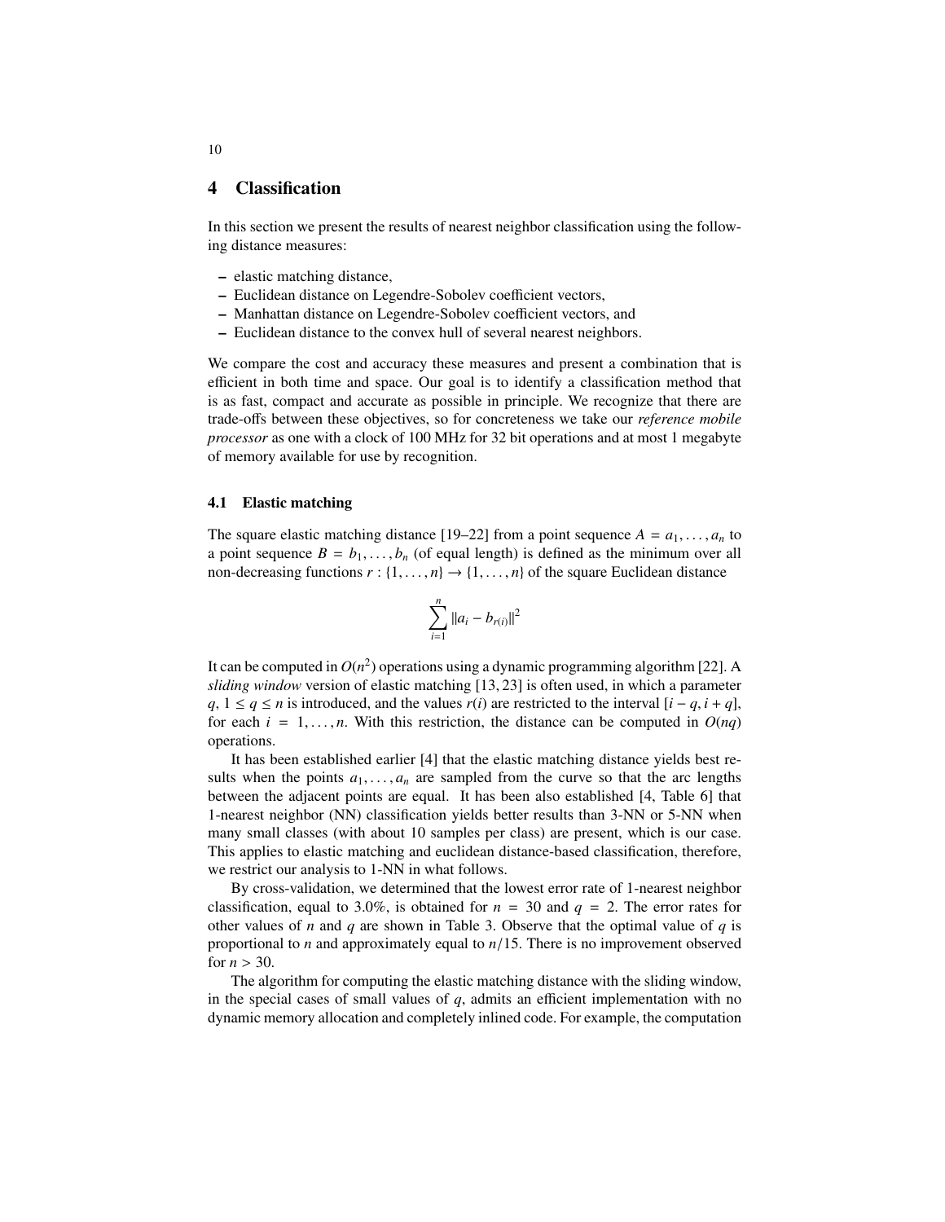## 4 Classification

In this section we present the results of nearest neighbor classification using the following distance measures:

- elastic matching distance,
- Euclidean distance on Legendre-Sobolev coefficient vectors,
- Manhattan distance on Legendre-Sobolev coefficient vectors, and
- Euclidean distance to the convex hull of several nearest neighbors.

We compare the cost and accuracy these measures and present a combination that is efficient in both time and space. Our goal is to identify a classification method that is as fast, compact and accurate as possible in principle. We recognize that there are trade-offs between these objectives, so for concreteness we take our *reference mobile processor* as one with a clock of 100 MHz for 32 bit operations and at most 1 megabyte of memory available for use by recognition.

### 4.1 Elastic matching

The square elastic matching distance [19–22] from a point sequence $A = a_1, \ldots, a_n$ to a point sequence $B = b_1, \ldots, b_n$ (of equal length) is defined as the minimum over all non-decreasing functions $r : \{1, \ldots, n\} \to \{1, \ldots, n\}$ of the square Euclidean distance

$$\sum_{i=1}^{n} \|a_i - b_{r(i)}\|^2$$

It can be computed in $O(n^2)$ operations using a dynamic programming algorithm [22]. A *sliding window* version of elastic matching [13, 23] is often used, in which a parameter $q$, $1 \leq q \leq n$ is introduced, and the values $r(i)$ are restricted to the interval $[i - q, i + q]$, for each $i = 1, \ldots, n$. With this restriction, the distance can be computed in $O(nq)$ operations.

It has been established earlier [4] that the elastic matching distance yields best results when the points $a_1, \ldots, a_n$ are sampled from the curve so that the arc lengths between the adjacent points are equal. It has been also established [4, Table 6] that 1-nearest neighbor (NN) classification yields better results than 3-NN or 5-NN when many small classes (with about 10 samples per class) are present, which is our case. This applies to elastic matching and euclidean distance-based classification, therefore, we restrict our analysis to 1-NN in what follows.

By cross-validation, we determined that the lowest error rate of 1-nearest neighbor classification, equal to 3.0%, is obtained for $n = 30$ and $q = 2$. The error rates for other values of $n$ and $q$ are shown in Table 3. Observe that the optimal value of $q$ is proportional to $n$ and approximately equal to $n/15$. There is no improvement observed for $n > 30$.

The algorithm for computing the elastic matching distance with the sliding window, in the special cases of small values of $q$, admits an efficient implementation with no dynamic memory allocation and completely inlined code. For example, the computation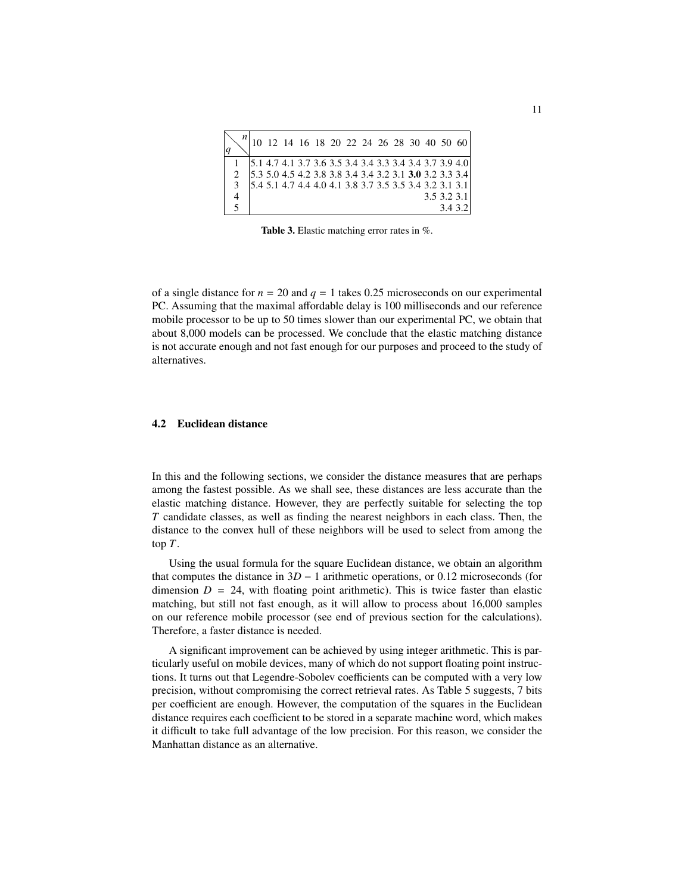| $q$ \ $n$ | 10 | 12 | 14 | 16 | 18 | 20 | 22 | 24 | 26 | 28 | 30 | 40 | 50 | 60 |
|---|---|---|---|---|---|---|---|---|---|---|---|---|---|---|
| 1 | 5.1 | 4.7 | 4.1 | 3.7 | 3.6 | 3.5 | 3.4 | 3.4 | 3.3 | 3.4 | 3.4 | 3.7 | 3.9 | 4.0 |
| 2 | 5.3 | 5.0 | 4.5 | 4.2 | 3.8 | 3.8 | 3.4 | 3.4 | 3.2 | 3.1 | **3.0** | 3.2 | 3.3 | 3.4 |
| 3 | 5.4 | 5.1 | 4.7 | 4.4 | 4.0 | 4.1 | 3.8 | 3.7 | 3.5 | 3.5 | 3.4 | 3.2 | 3.1 | 3.1 |
| 4 | | | | | | | | | | | | 3.5 | 3.2 | 3.1 |
| 5 | | | | | | | | | | | | | 3.4 | 3.2 |

**Table 3.** Elastic matching error rates in %.

of a single distance for $n = 20$ and $q = 1$ takes 0.25 microseconds on our experimental PC. Assuming that the maximal affordable delay is 100 milliseconds and our reference mobile processor to be up to 50 times slower than our experimental PC, we obtain that about 8,000 models can be processed. We conclude that the elastic matching distance is not accurate enough and not fast enough for our purposes and proceed to the study of alternatives.

### 4.2 Euclidean distance

In this and the following sections, we consider the distance measures that are perhaps among the fastest possible. As we shall see, these distances are less accurate than the elastic matching distance. However, they are perfectly suitable for selecting the top $T$ candidate classes, as well as finding the nearest neighbors in each class. Then, the distance to the convex hull of these neighbors will be used to select from among the top $T$.

Using the usual formula for the square Euclidean distance, we obtain an algorithm that computes the distance in $3D - 1$ arithmetic operations, or 0.12 microseconds (for dimension $D = 24$, with floating point arithmetic). This is twice faster than elastic matching, but still not fast enough, as it will allow to process about 16,000 samples on our reference mobile processor (see end of previous section for the calculations). Therefore, a faster distance is needed.

A significant improvement can be achieved by using integer arithmetic. This is particularly useful on mobile devices, many of which do not support floating point instructions. It turns out that Legendre-Sobolev coefficients can be computed with a very low precision, without compromising the correct retrieval rates. As Table 5 suggests, 7 bits per coefficient are enough. However, the computation of the squares in the Euclidean distance requires each coefficient to be stored in a separate machine word, which makes it difficult to take full advantage of the low precision. For this reason, we consider the Manhattan distance as an alternative.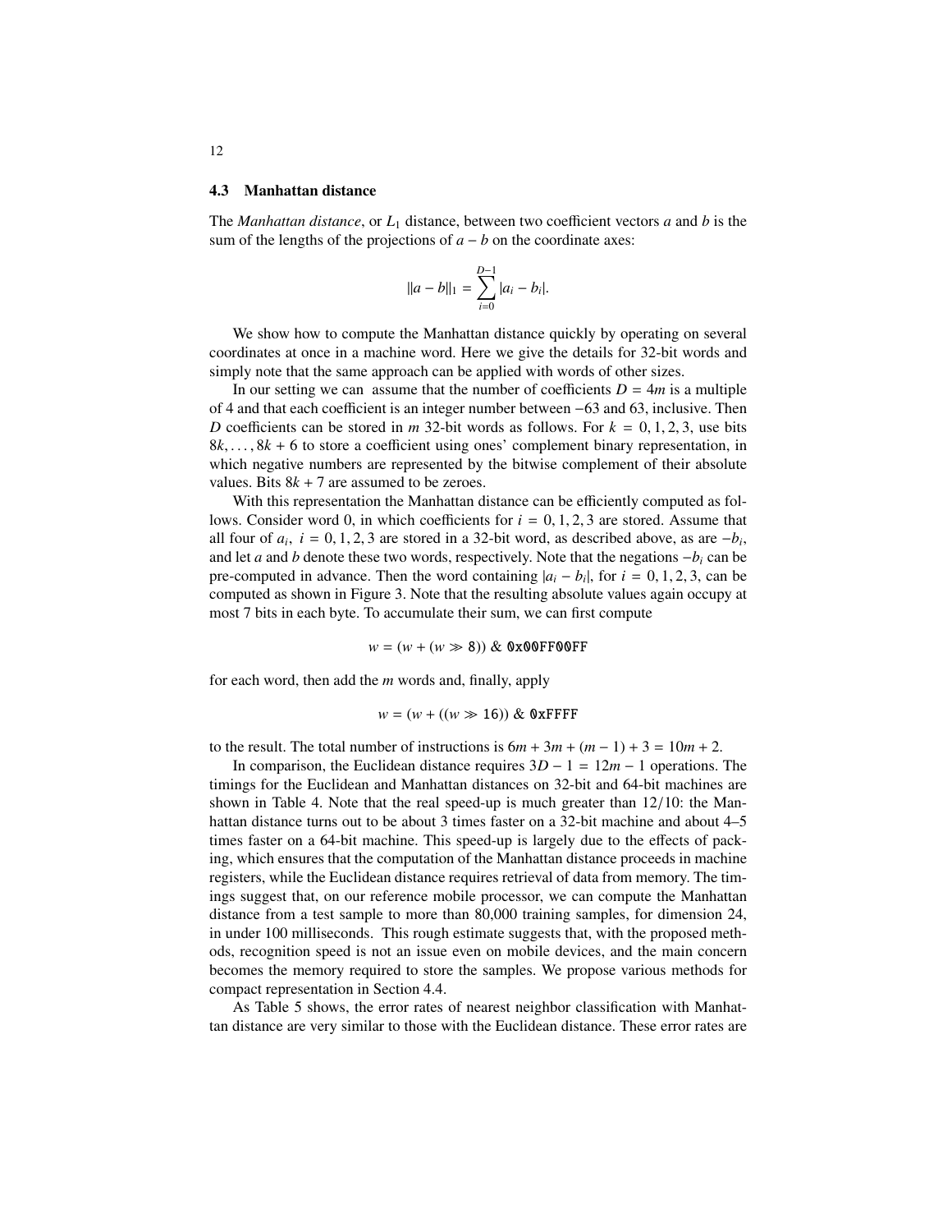### 4.3 Manhattan distance

The *Manhattan distance*, or $L_1$ distance, between two coefficient vectors $a$ and $b$ is the sum of the lengths of the projections of $a - b$ on the coordinate axes:

$$\|a - b\|_1 = \sum_{i=0}^{D-1} |a_i - b_i|.$$

We show how to compute the Manhattan distance quickly by operating on several coordinates at once in a machine word. Here we give the details for 32-bit words and simply note that the same approach can be applied with words of other sizes.

In our setting we can assume that the number of coefficients $D = 4m$ is a multiple of 4 and that each coefficient is an integer number between $-63$ and 63, inclusive. Then $D$ coefficients can be stored in $m$ 32-bit words as follows. For $k = 0, 1, 2, 3$, use bits $8k, \ldots, 8k + 6$ to store a coefficient using ones' complement binary representation, in which negative numbers are represented by the bitwise complement of their absolute values. Bits $8k + 7$ are assumed to be zeroes.

With this representation the Manhattan distance can be efficiently computed as follows. Consider word 0, in which coefficients for $i = 0, 1, 2, 3$ are stored. Assume that all four of $a_i$, $i = 0, 1, 2, 3$ are stored in a 32-bit word, as described above, as are $-b_i$, and let $a$ and $b$ denote these two words, respectively. Note that the negations $-b_i$ can be pre-computed in advance. Then the word containing $|a_i - b_i|$, for $i = 0, 1, 2, 3$, can be computed as shown in Figure 3. Note that the resulting absolute values again occupy at most 7 bits in each byte. To accumulate their sum, we can first compute

$$w = (w + (w \gg 8)) \ \& \ \texttt{0x00FF00FF}$$

for each word, then add the $m$ words and, finally, apply

$$w = (w + ((w \gg 16)) \ \& \ \texttt{0xFFFF}$$

to the result. The total number of instructions is $6m + 3m + (m - 1) + 3 = 10m + 2$.

In comparison, the Euclidean distance requires $3D - 1 = 12m - 1$ operations. The timings for the Euclidean and Manhattan distances on 32-bit and 64-bit machines are shown in Table 4. Note that the real speed-up is much greater than 12/10: the Manhattan distance turns out to be about 3 times faster on a 32-bit machine and about 4–5 times faster on a 64-bit machine. This speed-up is largely due to the effects of packing, which ensures that the computation of the Manhattan distance proceeds in machine registers, while the Euclidean distance requires retrieval of data from memory. The timings suggest that, on our reference mobile processor, we can compute the Manhattan distance from a test sample to more than 80,000 training samples, for dimension 24, in under 100 milliseconds. This rough estimate suggests that, with the proposed methods, recognition speed is not an issue even on mobile devices, and the main concern becomes the memory required to store the samples. We propose various methods for compact representation in Section 4.4.

As Table 5 shows, the error rates of nearest neighbor classification with Manhattan distance are very similar to those with the Euclidean distance. These error rates are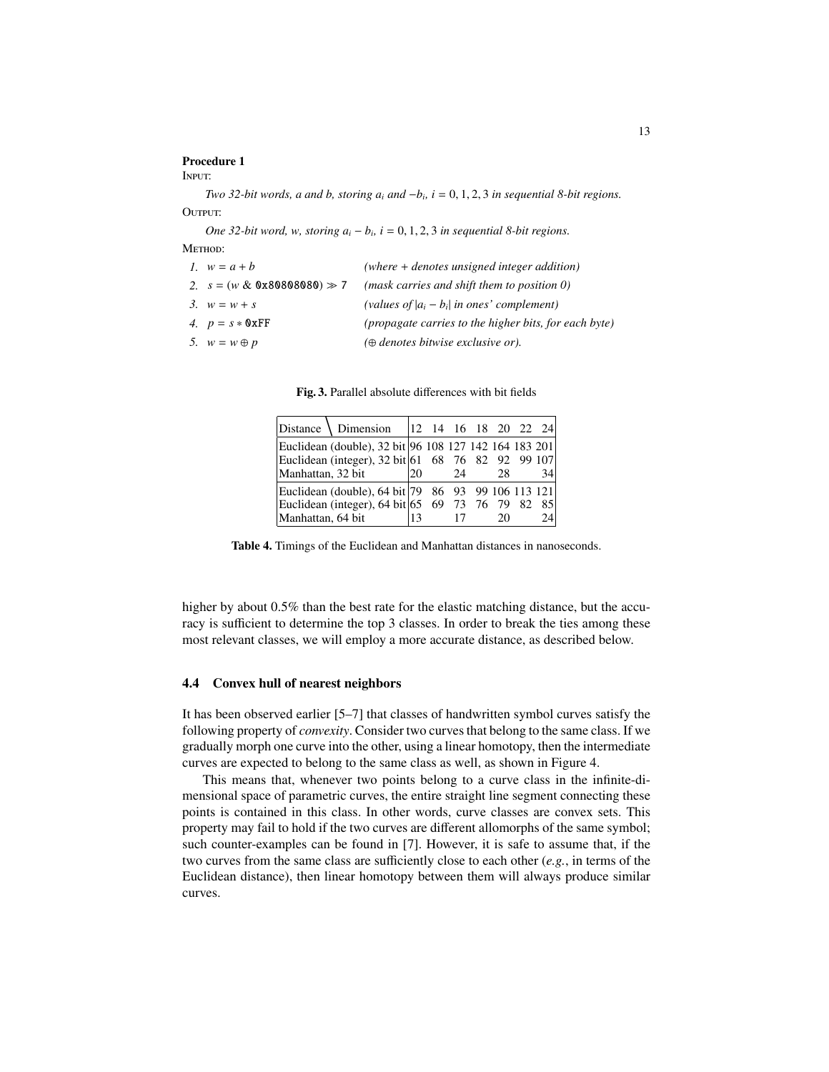**Procedure 1**

INPUT:

*Two 32-bit words, a and b, storing $a_i$ and $-b_i$, $i = 0, 1, 2, 3$ in sequential 8-bit regions.*

OUTPUT:

*One 32-bit word, w, storing $a_i - b_i$, $i = 0, 1, 2, 3$ in sequential 8-bit regions.*

METHOD:

1. $w = a + b$ — *(where + denotes unsigned integer addition)*
2. $s = (w \,\&\, \texttt{0x80808080}) \gg 7$ — *(mask carries and shift them to position 0)*
3. $w = w + s$ — *(values of $|a_i - b_i|$ in ones' complement)*
4. $p = s * \texttt{0xFF}$ — *(propagate carries to the higher bits, for each byte)*
5. $w = w \oplus p$ — *($\oplus$ denotes bitwise exclusive or).*

**Fig. 3.** Parallel absolute differences with bit fields

| Distance \ Dimension | 12 | 14 | 16 | 18 | 20 | 22 | 24 |
|---|---|---|---|---|---|---|---|
| Euclidean (double), 32 bit | 96 | 108 | 127 | 142 | 164 | 183 | 201 |
| Euclidean (integer), 32 bit | 61 | 68 | 76 | 82 | 92 | 99 | 107 |
| Manhattan, 32 bit | 20 | | 24 | | 28 | | 34 |
| Euclidean (double), 64 bit | 79 | 86 | 93 | 99 | 106 | 113 | 121 |
| Euclidean (integer), 64 bit | 65 | 69 | 73 | 76 | 79 | 82 | 85 |
| Manhattan, 64 bit | 13 | | 17 | | 20 | | 24 |

**Table 4.** Timings of the Euclidean and Manhattan distances in nanoseconds.

higher by about 0.5% than the best rate for the elastic matching distance, but the accuracy is sufficient to determine the top 3 classes. In order to break the ties among these most relevant classes, we will employ a more accurate distance, as described below.

### 4.4 Convex hull of nearest neighbors

It has been observed earlier [5–7] that classes of handwritten symbol curves satisfy the following property of *convexity*. Consider two curves that belong to the same class. If we gradually morph one curve into the other, using a linear homotopy, then the intermediate curves are expected to belong to the same class as well, as shown in Figure 4.

This means that, whenever two points belong to a curve class in the infinite-dimensional space of parametric curves, the entire straight line segment connecting these points is contained in this class. In other words, curve classes are convex sets. This property may fail to hold if the two curves are different allomorphs of the same symbol; such counter-examples can be found in [7]. However, it is safe to assume that, if the two curves from the same class are sufficiently close to each other (*e.g.*, in terms of the Euclidean distance), then linear homotopy between them will always produce similar curves.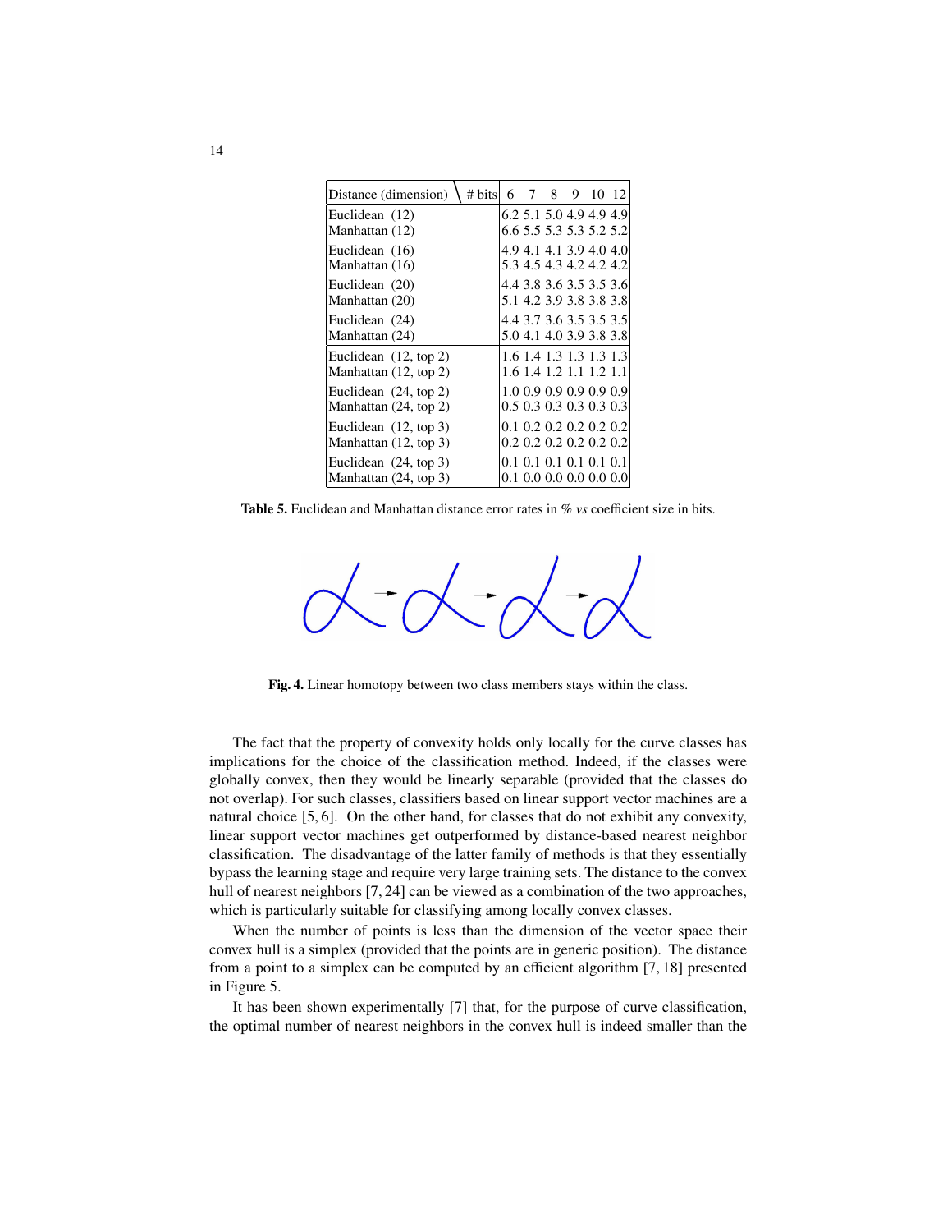| Distance (dimension) \ # bits | 6 | 7 | 8 | 9 | 10 | 12 |
|---|---|---|---|---|---|---|
| Euclidean (12) | 6.2 | 5.1 | 5.0 | 4.9 | 4.9 | 4.9 |
| Manhattan (12) | 6.6 | 5.5 | 5.3 | 5.3 | 5.2 | 5.2 |
| Euclidean (16) | 4.9 | 4.1 | 4.1 | 3.9 | 4.0 | 4.0 |
| Manhattan (16) | 5.3 | 4.5 | 4.3 | 4.2 | 4.2 | 4.2 |
| Euclidean (20) | 4.4 | 3.8 | 3.6 | 3.5 | 3.5 | 3.6 |
| Manhattan (20) | 5.1 | 4.2 | 3.9 | 3.8 | 3.8 | 3.8 |
| Euclidean (24) | 4.4 | 3.7 | 3.6 | 3.5 | 3.5 | 3.5 |
| Manhattan (24) | 5.0 | 4.1 | 4.0 | 3.9 | 3.8 | 3.8 |
| Euclidean (12, top 2) | 1.6 | 1.4 | 1.3 | 1.3 | 1.3 | 1.3 |
| Manhattan (12, top 2) | 1.6 | 1.4 | 1.2 | 1.1 | 1.2 | 1.1 |
| Euclidean (24, top 2) | 1.0 | 0.9 | 0.9 | 0.9 | 0.9 | 0.9 |
| Manhattan (24, top 2) | 0.5 | 0.3 | 0.3 | 0.3 | 0.3 | 0.3 |
| Euclidean (12, top 3) | 0.1 | 0.2 | 0.2 | 0.2 | 0.2 | 0.2 |
| Manhattan (12, top 3) | 0.2 | 0.2 | 0.2 | 0.2 | 0.2 | 0.2 |
| Euclidean (24, top 3) | 0.1 | 0.1 | 0.1 | 0.1 | 0.1 | 0.1 |
| Manhattan (24, top 3) | 0.1 | 0.0 | 0.0 | 0.0 | 0.0 | 0.0 |

**Table 5.** Euclidean and Manhattan distance error rates in % *vs* coefficient size in bits.

**Fig. 4.** Linear homotopy between two class members stays within the class.

The fact that the property of convexity holds only locally for the curve classes has implications for the choice of the classification method. Indeed, if the classes were globally convex, then they would be linearly separable (provided that the classes do not overlap). For such classes, classifiers based on linear support vector machines are a natural choice [5, 6]. On the other hand, for classes that do not exhibit any convexity, linear support vector machines get outperformed by distance-based nearest neighbor classification. The disadvantage of the latter family of methods is that they essentially bypass the learning stage and require very large training sets. The distance to the convex hull of nearest neighbors [7, 24] can be viewed as a combination of the two approaches, which is particularly suitable for classifying among locally convex classes.

When the number of points is less than the dimension of the vector space their convex hull is a simplex (provided that the points are in generic position). The distance from a point to a simplex can be computed by an efficient algorithm [7, 18] presented in Figure 5.

It has been shown experimentally [7] that, for the purpose of curve classification, the optimal number of nearest neighbors in the convex hull is indeed smaller than the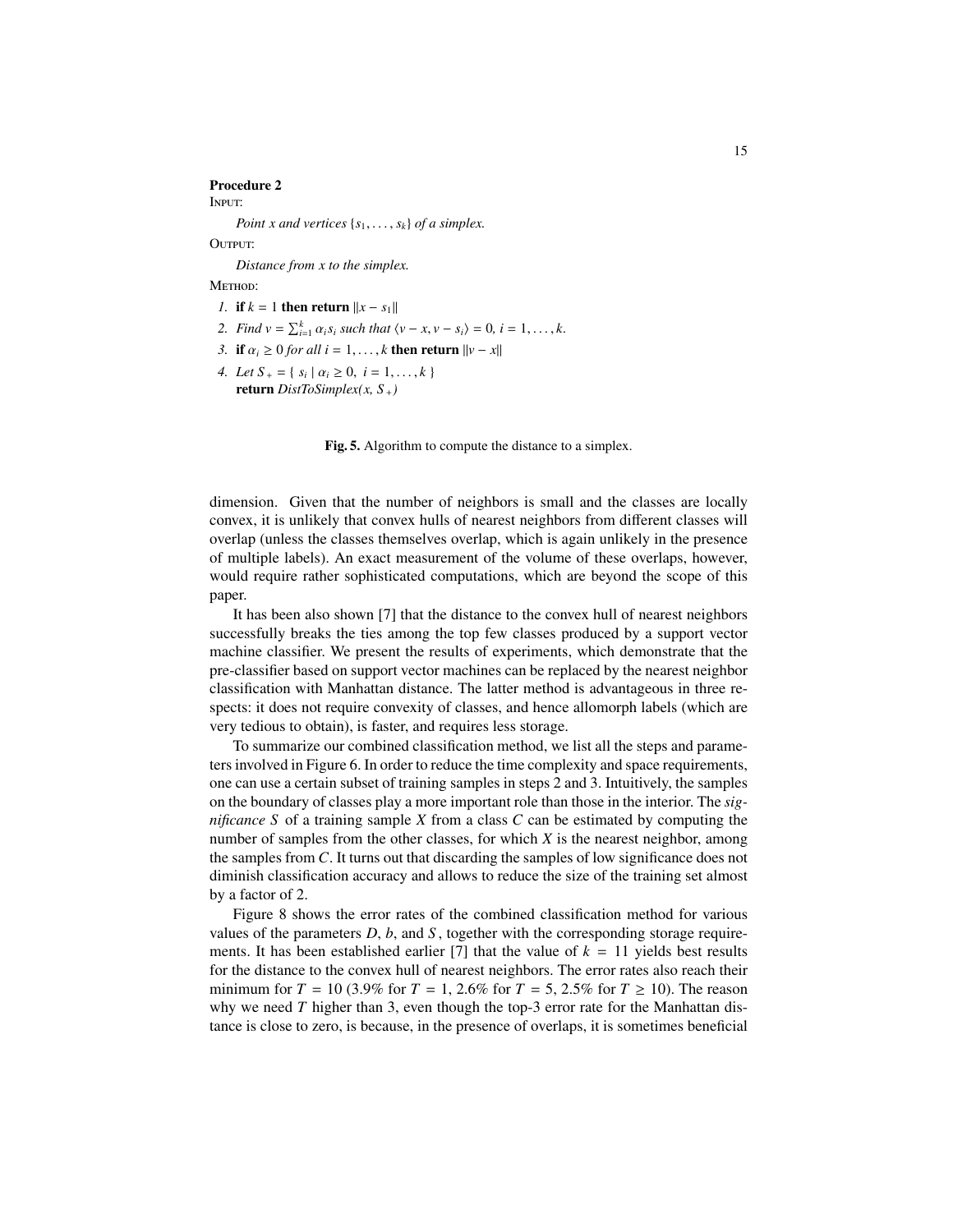**Procedure 2**

INPUT:

*Point x and vertices* $\{s_1, \ldots, s_k\}$ *of a simplex.*

OUTPUT:

*Distance from x to the simplex.*

METHOD:

1. **if** $k = 1$ **then return** $\|x - s_1\|$
2. *Find* $v = \sum_{i=1}^{k} \alpha_i s_i$ *such that* $\langle v - x, v - s_i \rangle = 0$, $i = 1, \ldots, k$.
3. **if** $\alpha_i \geq 0$ *for all* $i = 1, \ldots, k$ **then return** $\|v - x\|$
4. *Let* $S_+ = \{\ s_i \mid \alpha_i \geq 0,\ i = 1, \ldots, k\ \}$
   **return** *DistToSimplex(x,* $S_+$*)*

**Fig. 5.** Algorithm to compute the distance to a simplex.

dimension. Given that the number of neighbors is small and the classes are locally convex, it is unlikely that convex hulls of nearest neighbors from different classes will overlap (unless the classes themselves overlap, which is again unlikely in the presence of multiple labels). An exact measurement of the volume of these overlaps, however, would require rather sophisticated computations, which are beyond the scope of this paper.

It has been also shown [7] that the distance to the convex hull of nearest neighbors successfully breaks the ties among the top few classes produced by a support vector machine classifier. We present the results of experiments, which demonstrate that the pre-classifier based on support vector machines can be replaced by the nearest neighbor classification with Manhattan distance. The latter method is advantageous in three respects: it does not require convexity of classes, and hence allomorph labels (which are very tedious to obtain), is faster, and requires less storage.

To summarize our combined classification method, we list all the steps and parameters involved in Figure 6. In order to reduce the time complexity and space requirements, one can use a certain subset of training samples in steps 2 and 3. Intuitively, the samples on the boundary of classes play a more important role than those in the interior. The *significance* $S$ of a training sample $X$ from a class $C$ can be estimated by computing the number of samples from the other classes, for which $X$ is the nearest neighbor, among the samples from $C$. It turns out that discarding the samples of low significance does not diminish classification accuracy and allows to reduce the size of the training set almost by a factor of 2.

Figure 8 shows the error rates of the combined classification method for various values of the parameters $D$, $b$, and $S$, together with the corresponding storage requirements. It has been established earlier [7] that the value of $k = 11$ yields best results for the distance to the convex hull of nearest neighbors. The error rates also reach their minimum for $T = 10$ (3.9% for $T = 1$, 2.6% for $T = 5$, 2.5% for $T \geq 10$). The reason why we need $T$ higher than 3, even though the top-3 error rate for the Manhattan distance is close to zero, is because, in the presence of overlaps, it is sometimes beneficial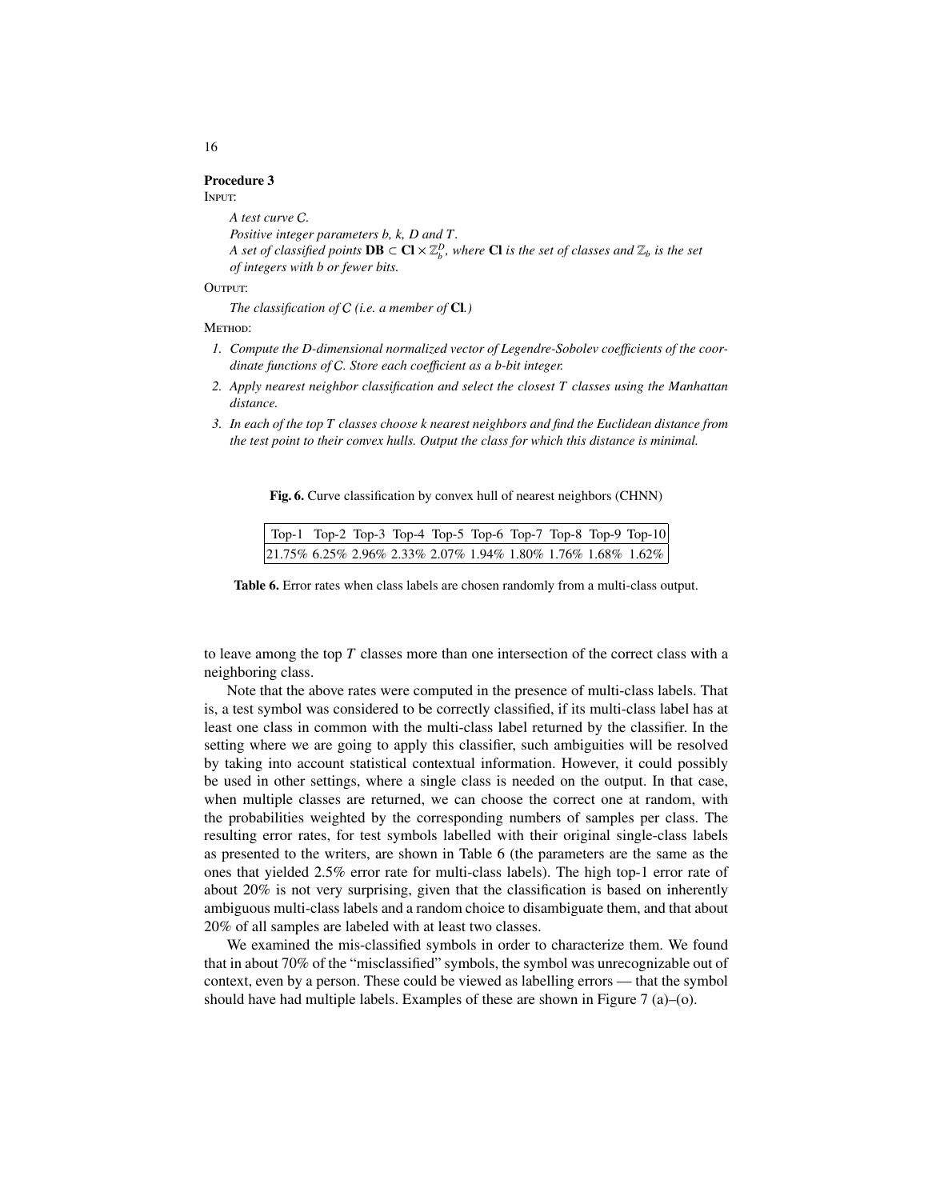**Procedure 3**

INPUT:

*A test curve $C$.*
*Positive integer parameters $b$, $k$, $D$ and $T$.*
*A set of classified points $\mathbf{DB} \subset \mathbf{Cl} \times \mathbb{Z}_b^D$, where $\mathbf{Cl}$ is the set of classes and $\mathbb{Z}_b$ is the set of integers with $b$ or fewer bits.*

OUTPUT:

*The classification of $C$ (i.e. a member of $\mathbf{Cl}$.)*

METHOD:

1. *Compute the $D$-dimensional normalized vector of Legendre-Sobolev coefficients of the coordinate functions of $C$. Store each coefficient as a $b$-bit integer.*
2. *Apply nearest neighbor classification and select the closest $T$ classes using the Manhattan distance.*
3. *In each of the top $T$ classes choose $k$ nearest neighbors and find the Euclidean distance from the test point to their convex hulls. Output the class for which this distance is minimal.*

**Fig. 6.** Curve classification by convex hull of nearest neighbors (CHNN)

| Top-1 | Top-2 | Top-3 | Top-4 | Top-5 | Top-6 | Top-7 | Top-8 | Top-9 | Top-10 |
|---|---|---|---|---|---|---|---|---|---|
| 21.75% | 6.25% | 2.96% | 2.33% | 2.07% | 1.94% | 1.80% | 1.76% | 1.68% | 1.62% |

**Table 6.** Error rates when class labels are chosen randomly from a multi-class output.

to leave among the top $T$ classes more than one intersection of the correct class with a neighboring class.

Note that the above rates were computed in the presence of multi-class labels. That is, a test symbol was considered to be correctly classified, if its multi-class label has at least one class in common with the multi-class label returned by the classifier. In the setting where we are going to apply this classifier, such ambiguities will be resolved by taking into account statistical contextual information. However, it could possibly be used in other settings, where a single class is needed on the output. In that case, when multiple classes are returned, we can choose the correct one at random, with the probabilities weighted by the corresponding numbers of samples per class. The resulting error rates, for test symbols labelled with their original single-class labels as presented to the writers, are shown in Table 6 (the parameters are the same as the ones that yielded 2.5% error rate for multi-class labels). The high top-1 error rate of about 20% is not very surprising, given that the classification is based on inherently ambiguous multi-class labels and a random choice to disambiguate them, and that about 20% of all samples are labeled with at least two classes.

We examined the mis-classified symbols in order to characterize them. We found that in about 70% of the "misclassified" symbols, the symbol was unrecognizable out of context, even by a person. These could be viewed as labelling errors — that the symbol should have had multiple labels. Examples of these are shown in Figure 7 (a)–(o).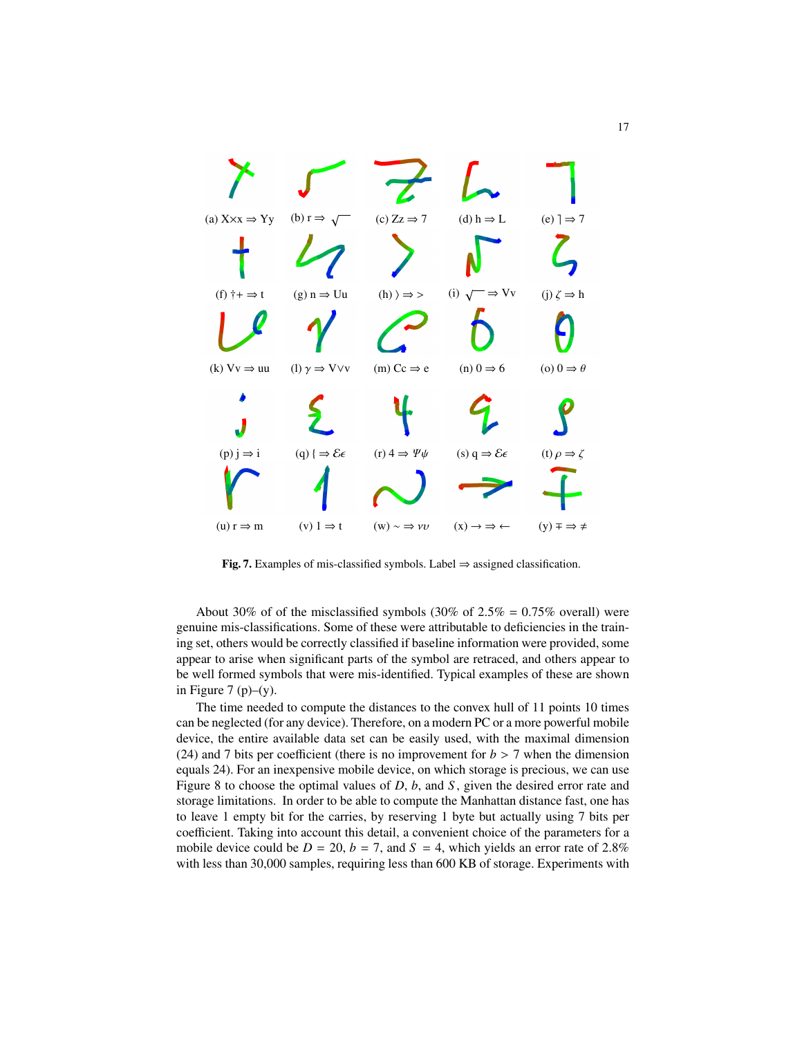(a) X×x ⇒ Yy (b) r ⇒ $\sqrt{\phantom{x}}$ (c) Zz ⇒ 7 (d) h ⇒ L (e) ⌉ ⇒ 7

(f) †+ ⇒ t (g) n ⇒ Uu (h) ⟩ ⇒ > (i) $\sqrt{\phantom{x}}$ ⇒ Vv (j) $\zeta$ ⇒ h

(k) Vv ⇒ uu (l) $\gamma$ ⇒ V∨v (m) Cc ⇒ e (n) 0 ⇒ 6 (o) 0 ⇒ $\theta$

(p) j ⇒ i (q) { ⇒ $\mathcal{E}\epsilon$ (r) 4 ⇒ $\Psi\psi$ (s) q ⇒ $\mathcal{E}\epsilon$ (t) $\rho$ ⇒ $\zeta$

(u) r ⇒ m (v) 1 ⇒ t (w) ~ ⇒ $\nu\upsilon$ (x) → ⇒ ← (y) ∓ ⇒ ≠

**Fig. 7.** Examples of mis-classified symbols. Label ⇒ assigned classification.

About 30% of of the misclassified symbols (30% of 2.5% = 0.75% overall) were genuine mis-classifications. Some of these were attributable to deficiencies in the training set, others would be correctly classified if baseline information were provided, some appear to arise when significant parts of the symbol are retraced, and others appear to be well formed symbols that were mis-identified. Typical examples of these are shown in Figure 7 (p)–(y).

The time needed to compute the distances to the convex hull of 11 points 10 times can be neglected (for any device). Therefore, on a modern PC or a more powerful mobile device, the entire available data set can be easily used, with the maximal dimension (24) and 7 bits per coefficient (there is no improvement for $b > 7$ when the dimension equals 24). For an inexpensive mobile device, on which storage is precious, we can use Figure 8 to choose the optimal values of $D$, $b$, and $S$, given the desired error rate and storage limitations. In order to be able to compute the Manhattan distance fast, one has to leave 1 empty bit for the carries, by reserving 1 byte but actually using 7 bits per coefficient. Taking into account this detail, a convenient choice of the parameters for a mobile device could be $D = 20$, $b = 7$, and $S = 4$, which yields an error rate of 2.8% with less than 30,000 samples, requiring less than 600 KB of storage. Experiments with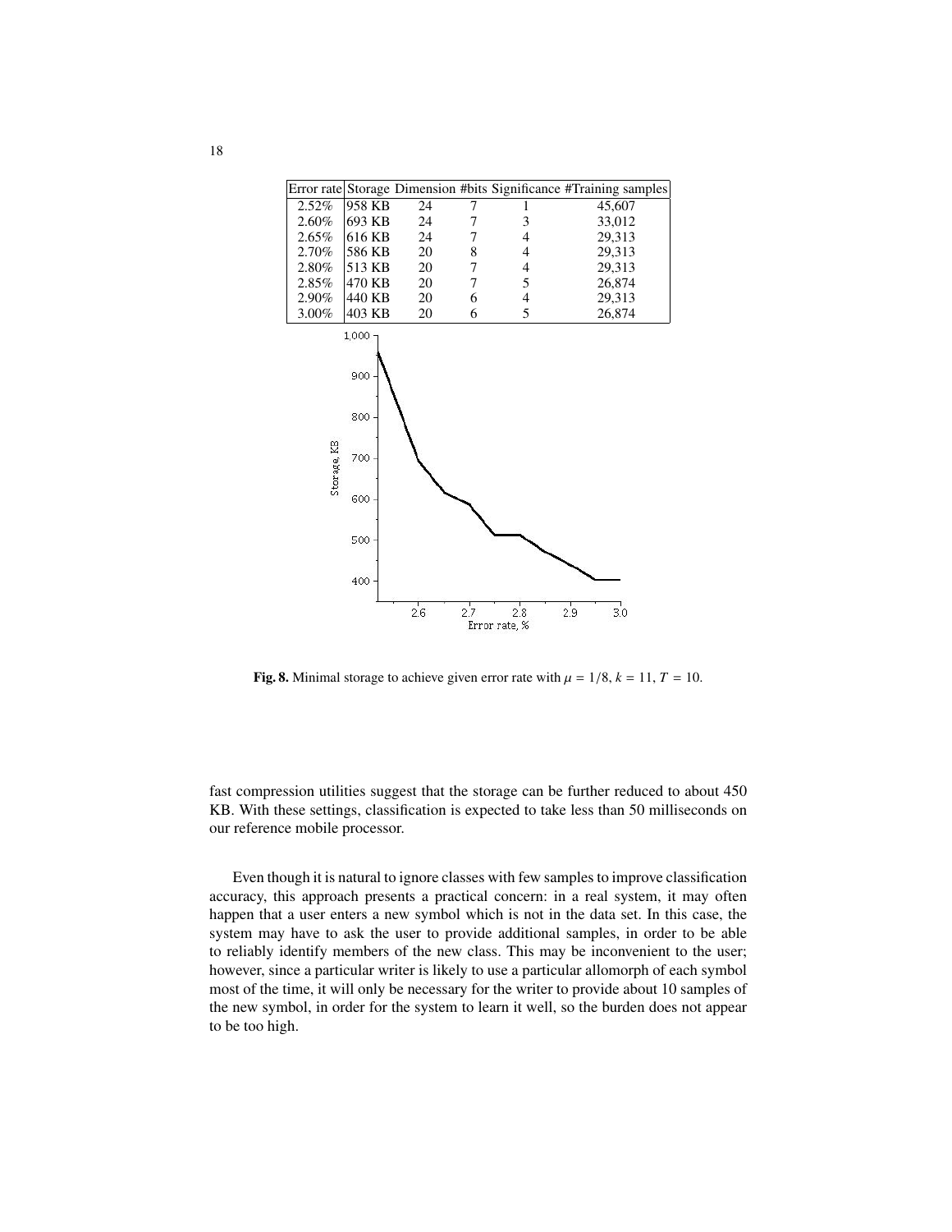| Error rate | Storage | Dimension | #bits | Significance | #Training samples |
|---|---|---|---|---|---|
| 2.52% | 958 KB | 24 | 7 | 1 | 45,607 |
| 2.60% | 693 KB | 24 | 7 | 3 | 33,012 |
| 2.65% | 616 KB | 24 | 7 | 4 | 29,313 |
| 2.70% | 586 KB | 20 | 8 | 4 | 29,313 |
| 2.80% | 513 KB | 20 | 7 | 4 | 29,313 |
| 2.85% | 470 KB | 20 | 7 | 5 | 26,874 |
| 2.90% | 440 KB | 20 | 6 | 4 | 29,313 |
| 3.00% | 403 KB | 20 | 6 | 5 | 26,874 |

**Fig. 8.** Minimal storage to achieve given error rate with $\mu = 1/8$, $k = 11$, $T = 10$.

fast compression utilities suggest that the storage can be further reduced to about 450 KB. With these settings, classification is expected to take less than 50 milliseconds on our reference mobile processor.

Even though it is natural to ignore classes with few samples to improve classification accuracy, this approach presents a practical concern: in a real system, it may often happen that a user enters a new symbol which is not in the data set. In this case, the system may have to ask the user to provide additional samples, in order to be able to reliably identify members of the new class. This may be inconvenient to the user; however, since a particular writer is likely to use a particular allomorph of each symbol most of the time, it will only be necessary for the writer to provide about 10 samples of the new symbol, in order for the system to learn it well, so the burden does not appear to be too high.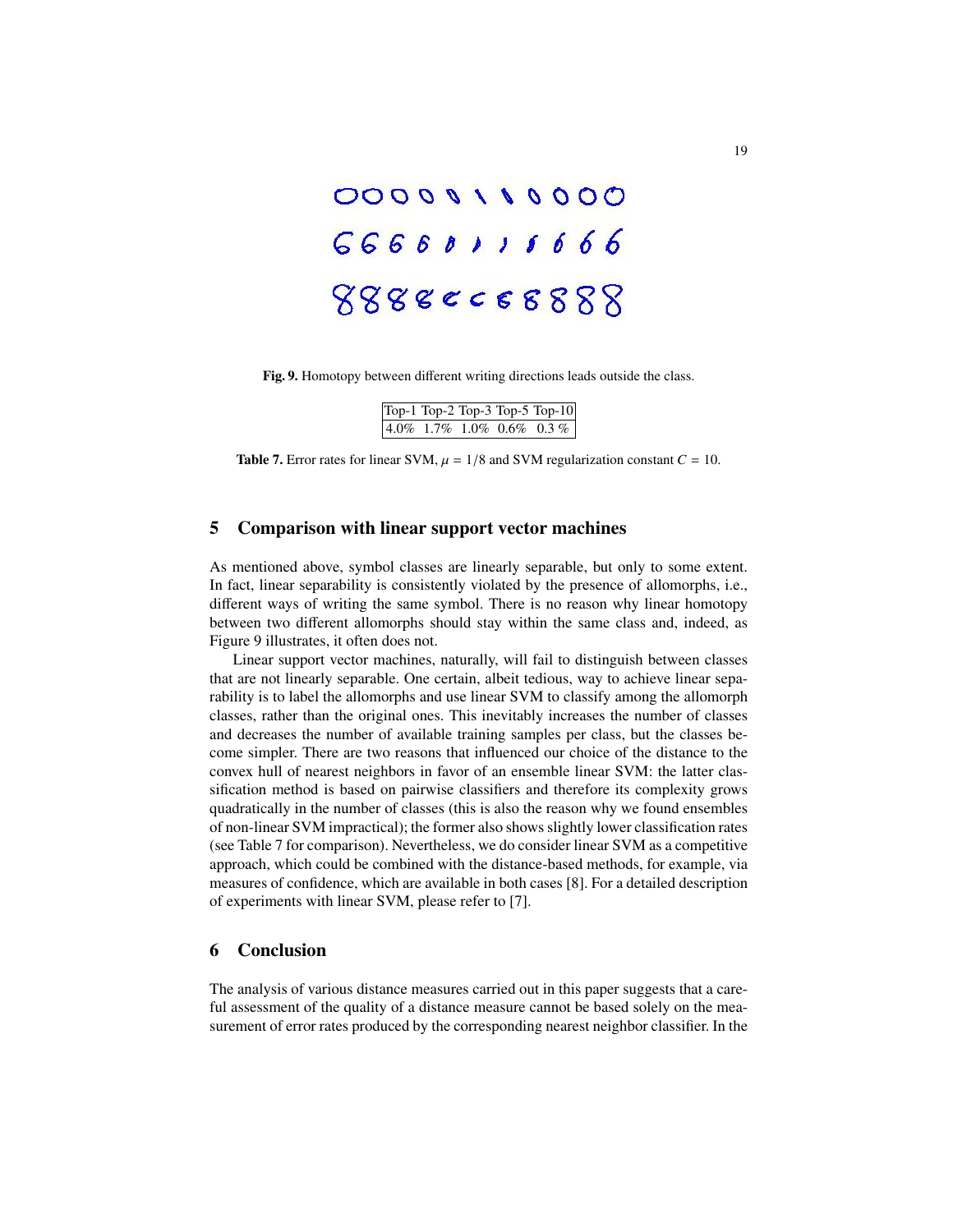**Fig. 9.** Homotopy between different writing directions leads outside the class.

| Top-1 | Top-2 | Top-3 | Top-5 | Top-10 |
|---|---|---|---|---|
| 4.0% | 1.7% | 1.0% | 0.6% | 0.3 % |

**Table 7.** Error rates for linear SVM, $\mu = 1/8$ and SVM regularization constant $C = 10$.

## 5 Comparison with linear support vector machines

As mentioned above, symbol classes are linearly separable, but only to some extent. In fact, linear separability is consistently violated by the presence of allomorphs, i.e., different ways of writing the same symbol. There is no reason why linear homotopy between two different allomorphs should stay within the same class and, indeed, as Figure 9 illustrates, it often does not.

Linear support vector machines, naturally, will fail to distinguish between classes that are not linearly separable. One certain, albeit tedious, way to achieve linear separability is to label the allomorphs and use linear SVM to classify among the allomorph classes, rather than the original ones. This inevitably increases the number of classes and decreases the number of available training samples per class, but the classes become simpler. There are two reasons that influenced our choice of the distance to the convex hull of nearest neighbors in favor of an ensemble linear SVM: the latter classification method is based on pairwise classifiers and therefore its complexity grows quadratically in the number of classes (this is also the reason why we found ensembles of non-linear SVM impractical); the former also shows slightly lower classification rates (see Table 7 for comparison). Nevertheless, we do consider linear SVM as a competitive approach, which could be combined with the distance-based methods, for example, via measures of confidence, which are available in both cases [8]. For a detailed description of experiments with linear SVM, please refer to [7].

## 6 Conclusion

The analysis of various distance measures carried out in this paper suggests that a careful assessment of the quality of a distance measure cannot be based solely on the measurement of error rates produced by the corresponding nearest neighbor classifier. In the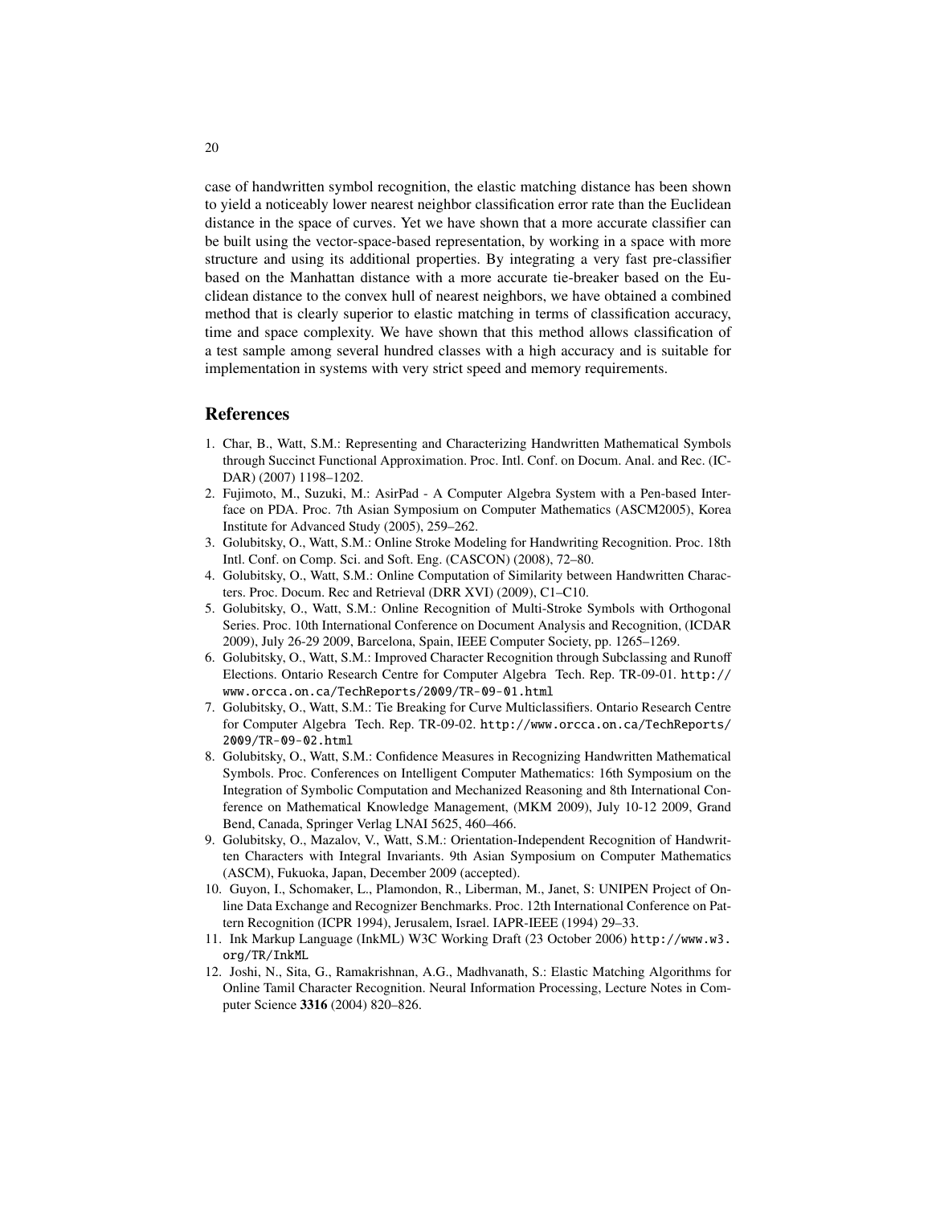case of handwritten symbol recognition, the elastic matching distance has been shown to yield a noticeably lower nearest neighbor classification error rate than the Euclidean distance in the space of curves. Yet we have shown that a more accurate classifier can be built using the vector-space-based representation, by working in a space with more structure and using its additional properties. By integrating a very fast pre-classifier based on the Manhattan distance with a more accurate tie-breaker based on the Euclidean distance to the convex hull of nearest neighbors, we have obtained a combined method that is clearly superior to elastic matching in terms of classification accuracy, time and space complexity. We have shown that this method allows classification of a test sample among several hundred classes with a high accuracy and is suitable for implementation in systems with very strict speed and memory requirements.

## References

1. Char, B., Watt, S.M.: Representing and Characterizing Handwritten Mathematical Symbols through Succinct Functional Approximation. Proc. Intl. Conf. on Docum. Anal. and Rec. (ICDAR) (2007) 1198–1202.
2. Fujimoto, M., Suzuki, M.: AsirPad - A Computer Algebra System with a Pen-based Interface on PDA. Proc. 7th Asian Symposium on Computer Mathematics (ASCM2005), Korea Institute for Advanced Study (2005), 259–262.
3. Golubitsky, O., Watt, S.M.: Online Stroke Modeling for Handwriting Recognition. Proc. 18th Intl. Conf. on Comp. Sci. and Soft. Eng. (CASCON) (2008), 72–80.
4. Golubitsky, O., Watt, S.M.: Online Computation of Similarity between Handwritten Characters. Proc. Docum. Rec and Retrieval (DRR XVI) (2009), C1–C10.
5. Golubitsky, O., Watt, S.M.: Online Recognition of Multi-Stroke Symbols with Orthogonal Series. Proc. 10th International Conference on Document Analysis and Recognition, (ICDAR 2009), July 26-29 2009, Barcelona, Spain, IEEE Computer Society, pp. 1265–1269.
6. Golubitsky, O., Watt, S.M.: Improved Character Recognition through Subclassing and Runoff Elections. Ontario Research Centre for Computer Algebra Tech. Rep. TR-09-01. http://www.orcca.on.ca/TechReports/2009/TR-09-01.html
7. Golubitsky, O., Watt, S.M.: Tie Breaking for Curve Multiclassifiers. Ontario Research Centre for Computer Algebra Tech. Rep. TR-09-02. http://www.orcca.on.ca/TechReports/2009/TR-09-02.html
8. Golubitsky, O., Watt, S.M.: Confidence Measures in Recognizing Handwritten Mathematical Symbols. Proc. Conferences on Intelligent Computer Mathematics: 16th Symposium on the Integration of Symbolic Computation and Mechanized Reasoning and 8th International Conference on Mathematical Knowledge Management, (MKM 2009), July 10-12 2009, Grand Bend, Canada, Springer Verlag LNAI 5625, 460–466.
9. Golubitsky, O., Mazalov, V., Watt, S.M.: Orientation-Independent Recognition of Handwritten Characters with Integral Invariants. 9th Asian Symposium on Computer Mathematics (ASCM), Fukuoka, Japan, December 2009 (accepted).
10. Guyon, I., Schomaker, L., Plamondon, R., Liberman, M., Janet, S: UNIPEN Project of Online Data Exchange and Recognizer Benchmarks. Proc. 12th International Conference on Pattern Recognition (ICPR 1994), Jerusalem, Israel. IAPR-IEEE (1994) 29–33.
11. Ink Markup Language (InkML) W3C Working Draft (23 October 2006) http://www.w3.org/TR/InkML
12. Joshi, N., Sita, G., Ramakrishnan, A.G., Madhvanath, S.: Elastic Matching Algorithms for Online Tamil Character Recognition. Neural Information Processing, Lecture Notes in Computer Science **3316** (2004) 820–826.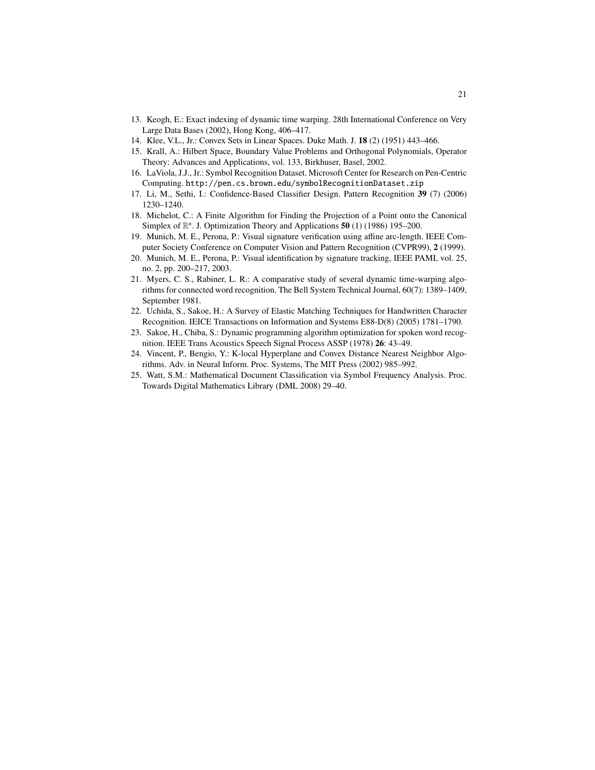13. Keogh, E.: Exact indexing of dynamic time warping. 28th International Conference on Very Large Data Bases (2002), Hong Kong, 406–417.
14. Klee, V.L., Jr.: Convex Sets in Linear Spaces. Duke Math. J. **18** (2) (1951) 443–466.
15. Krall, A.: Hilbert Space, Boundary Value Problems and Orthogonal Polynomials, Operator Theory: Advances and Applications, vol. 133, Birkhuser, Basel, 2002.
16. LaViola, J.J., Jr.: Symbol Recognition Dataset. Microsoft Center for Research on Pen-Centric Computing. `http://pen.cs.brown.edu/symbolRecognitionDataset.zip`
17. Li, M., Sethi, I.: Confidence-Based Classifier Design. Pattern Recognition **39** (7) (2006) 1230–1240.
18. Michelot, C.: A Finite Algorithm for Finding the Projection of a Point onto the Canonical Simplex of $\mathbb{R}^n$. J. Optimization Theory and Applications **50** (1) (1986) 195–200.
19. Munich, M. E., Perona, P.: Visual signature verification using affine arc-length. IEEE Computer Society Conference on Computer Vision and Pattern Recognition (CVPR99), **2** (1999).
20. Munich, M. E., Perona, P.: Visual identification by signature tracking, IEEE PAMI, vol. 25, no. 2, pp. 200–217, 2003.
21. Myers, C. S., Rabiner, L. R.: A comparative study of several dynamic time-warping algorithms for connected word recognition. The Bell System Technical Journal, 60(7): 1389–1409, September 1981.
22. Uchida, S., Sakoe, H.: A Survey of Elastic Matching Techniques for Handwritten Character Recognition. IEICE Transactions on Information and Systems E88-D(8) (2005) 1781–1790.
23. Sakoe, H., Chiba, S.: Dynamic programming algorithm optimization for spoken word recognition. IEEE Trans Acoustics Speech Signal Process ASSP (1978) **26**: 43–49.
24. Vincent, P., Bengio, Y.: K-local Hyperplane and Convex Distance Nearest Neighbor Algorithms. Adv. in Neural Inform. Proc. Systems, The MIT Press (2002) 985–992.
25. Watt, S.M.: Mathematical Document Classification via Symbol Frequency Analysis. Proc. Towards Digital Mathematics Library (DML 2008) 29–40.